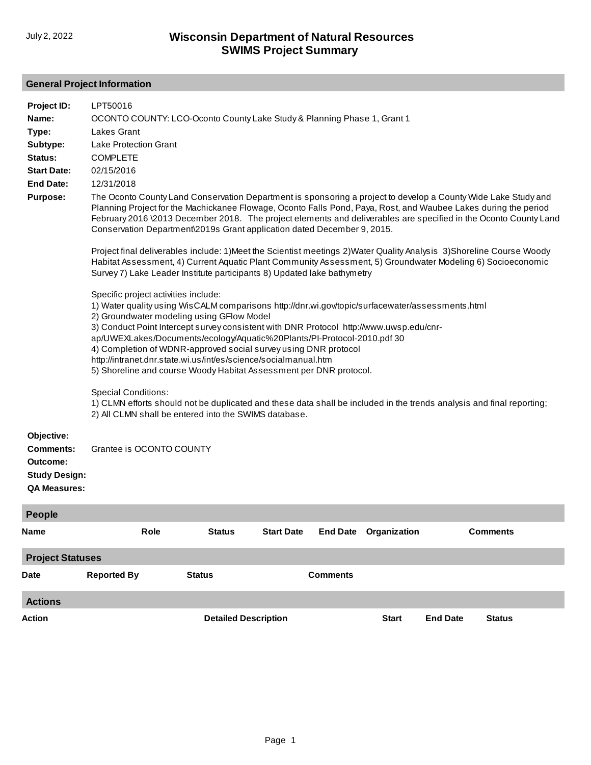July 2, 2022

# Wisconsin Department of Natural Resources
# SWIMS Project Summary

## General Project Information

**Project ID:** LPT50016

**Name:** OCONTO COUNTY: LCO-Oconto County Lake Study & Planning Phase 1, Grant 1

**Type:** Lakes Grant

**Subtype:** Lake Protection Grant

**Status:** COMPLETE

**Start Date:** 02/15/2016

**End Date:** 12/31/2018

**Purpose:** The Oconto County Land Conservation Department is sponsoring a project to develop a County Wide Lake Study and Planning Project for the Machickanee Flowage, Oconto Falls Pond, Paya, Rost, and Waubee Lakes during the period February 2016 \2013 December 2018. The project elements and deliverables are specified in the Oconto County Land Conservation Department\2019s Grant application dated December 9, 2015.

Project final deliverables include: 1)Meet the Scientist meetings 2)Water Quality Analysis 3)Shoreline Course Woody Habitat Assessment, 4) Current Aquatic Plant Community Assessment, 5) Groundwater Modeling 6) Socioeconomic Survey 7) Lake Leader Institute participants 8) Updated lake bathymetry

Specific project activities include:
1) Water quality using WisCALM comparisons http://dnr.wi.gov/topic/surfacewater/assessments.html
2) Groundwater modeling using GFlow Model
3) Conduct Point Intercept survey consistent with DNR Protocol http://www.uwsp.edu/cnr-ap/UWEXLakes/Documents/ecology/Aquatic%20Plants/PI-Protocol-2010.pdf 30
4) Completion of WDNR-approved social survey using DNR protocol http://intranet.dnr.state.wi.us/int/es/science/socialmanual.htm
5) Shoreline and course Woody Habitat Assessment per DNR protocol.

Special Conditions:
1) CLMN efforts should not be duplicated and these data shall be included in the trends analysis and final reporting;
2) All CLMN shall be entered into the SWIMS database.

**Objective:**

**Comments:** Grantee is OCONTO COUNTY

**Outcome:**

**Study Design:**

**QA Measures:**

## People

| Name | Role | Status | Start Date | End Date | Organization | Comments |
|---|---|---|---|---|---|---|

## Project Statuses

| Date | Reported By | Status | Comments |
|---|---|---|---|

## Actions

| Action | Detailed Description | Start | End Date | Status |
|---|---|---|---|---|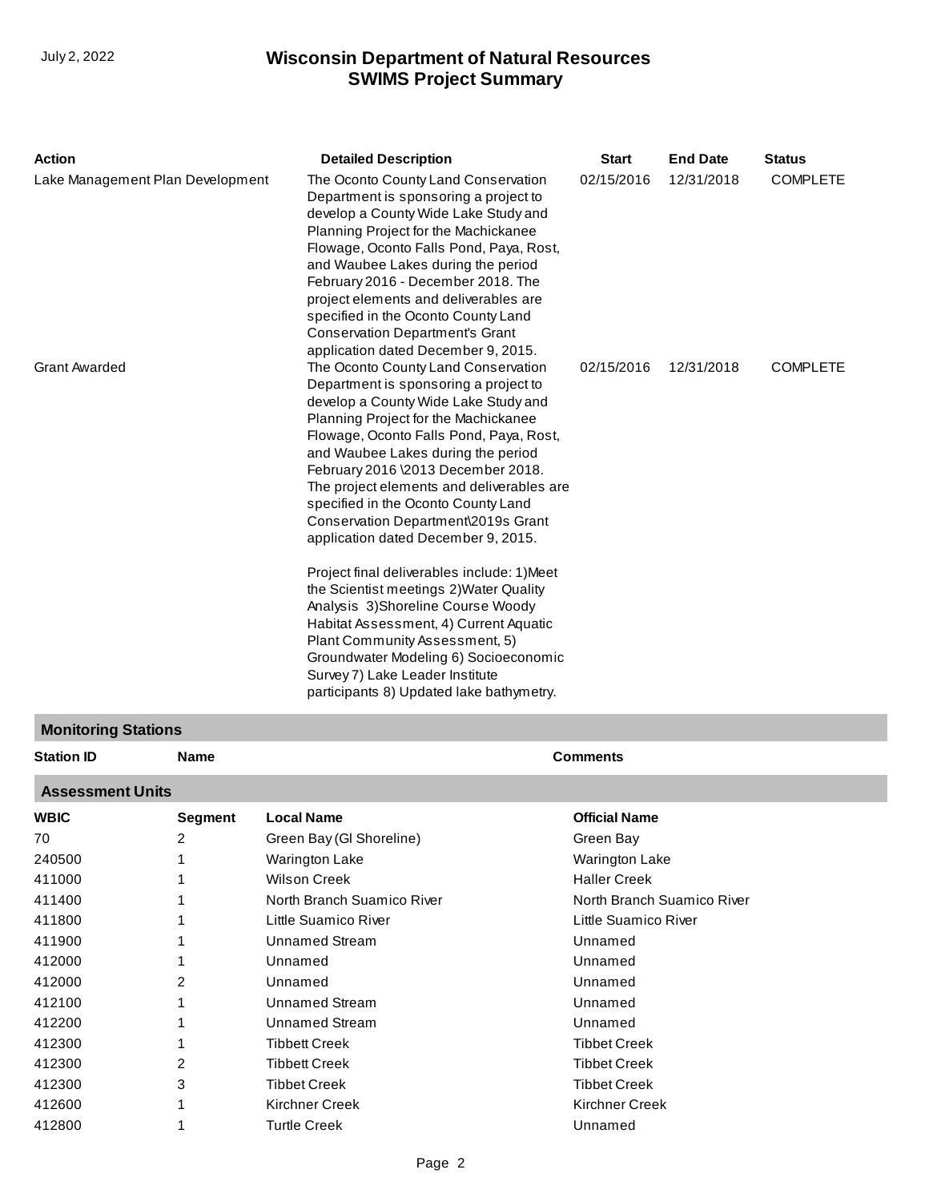| Action | Detailed Description | Start | End Date | Status |
|---|---|---|---|---|
| Lake Management Plan Development | The Oconto County Land Conservation Department is sponsoring a project to develop a County Wide Lake Study and Planning Project for the Machickanee Flowage, Oconto Falls Pond, Paya, Rost, and Waubee Lakes during the period February 2016 - December 2018. The project elements and deliverables are specified in the Oconto County Land Conservation Department's Grant application dated December 9, 2015. | 02/15/2016 | 12/31/2018 | COMPLETE |
| Grant Awarded | The Oconto County Land Conservation Department is sponsoring a project to develop a County Wide Lake Study and Planning Project for the Machickanee Flowage, Oconto Falls Pond, Paya, Rost, and Waubee Lakes during the period February 2016 \2013 December 2018. The project elements and deliverables are specified in the Oconto County Land Conservation Department\2019s Grant application dated December 9, 2015.<br><br>Project final deliverables include: 1)Meet the Scientist meetings 2)Water Quality Analysis 3)Shoreline Course Woody Habitat Assessment, 4) Current Aquatic Plant Community Assessment, 5) Groundwater Modeling 6) Socioeconomic Survey 7) Lake Leader Institute participants 8) Updated lake bathymetry. | 02/15/2016 | 12/31/2018 | COMPLETE |

## Monitoring Stations

| Station ID | Name | Comments |
|---|---|---|

## Assessment Units

| WBIC | Segment | Local Name | Official Name |
|---|---|---|---|
| 70 | 2 | Green Bay (Gl Shoreline) | Green Bay |
| 240500 | 1 | Warington Lake | Warington Lake |
| 411000 | 1 | Wilson Creek | Haller Creek |
| 411400 | 1 | North Branch Suamico River | North Branch Suamico River |
| 411800 | 1 | Little Suamico River | Little Suamico River |
| 411900 | 1 | Unnamed Stream | Unnamed |
| 412000 | 1 | Unnamed | Unnamed |
| 412000 | 2 | Unnamed | Unnamed |
| 412100 | 1 | Unnamed Stream | Unnamed |
| 412200 | 1 | Unnamed Stream | Unnamed |
| 412300 | 1 | Tibbett Creek | Tibbet Creek |
| 412300 | 2 | Tibbett Creek | Tibbet Creek |
| 412300 | 3 | Tibbet Creek | Tibbet Creek |
| 412600 | 1 | Kirchner Creek | Kirchner Creek |
| 412800 | 1 | Turtle Creek | Unnamed |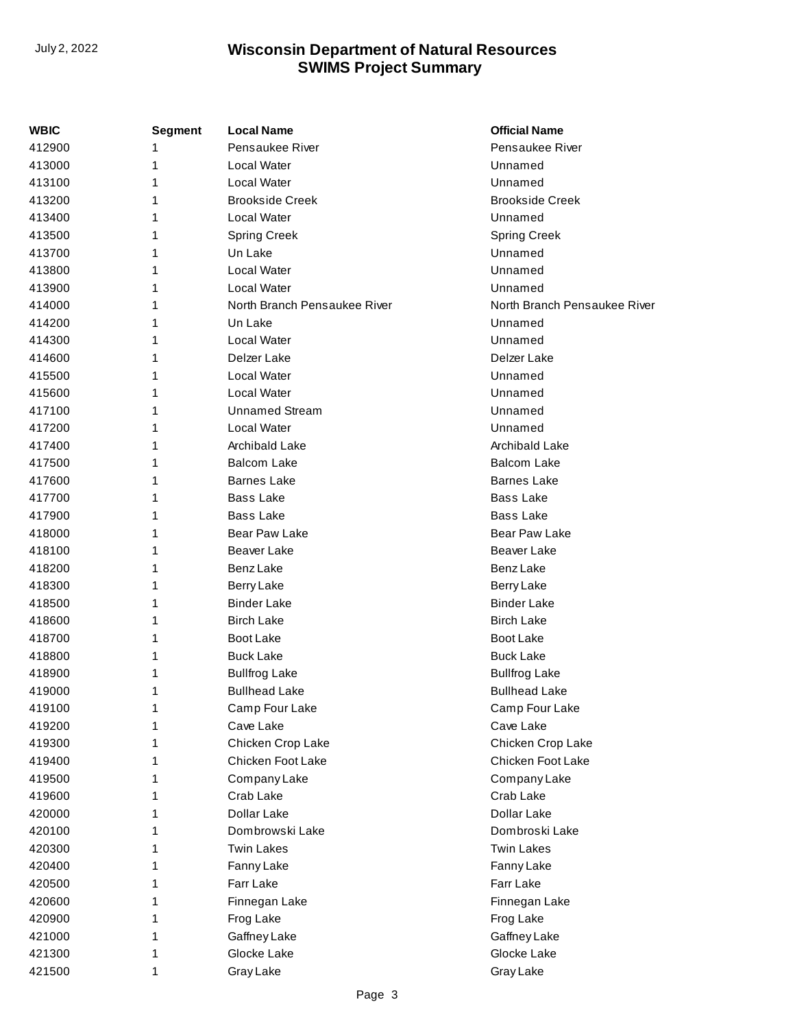| WBIC | Segment | Local Name | Official Name |
|---|---|---|---|
| 412900 | 1 | Pensaukee River | Pensaukee River |
| 413000 | 1 | Local Water | Unnamed |
| 413100 | 1 | Local Water | Unnamed |
| 413200 | 1 | Brookside Creek | Brookside Creek |
| 413400 | 1 | Local Water | Unnamed |
| 413500 | 1 | Spring Creek | Spring Creek |
| 413700 | 1 | Un Lake | Unnamed |
| 413800 | 1 | Local Water | Unnamed |
| 413900 | 1 | Local Water | Unnamed |
| 414000 | 1 | North Branch Pensaukee River | North Branch Pensaukee River |
| 414200 | 1 | Un Lake | Unnamed |
| 414300 | 1 | Local Water | Unnamed |
| 414600 | 1 | Delzer Lake | Delzer Lake |
| 415500 | 1 | Local Water | Unnamed |
| 415600 | 1 | Local Water | Unnamed |
| 417100 | 1 | Unnamed Stream | Unnamed |
| 417200 | 1 | Local Water | Unnamed |
| 417400 | 1 | Archibald Lake | Archibald Lake |
| 417500 | 1 | Balcom Lake | Balcom Lake |
| 417600 | 1 | Barnes Lake | Barnes Lake |
| 417700 | 1 | Bass Lake | Bass Lake |
| 417900 | 1 | Bass Lake | Bass Lake |
| 418000 | 1 | Bear Paw Lake | Bear Paw Lake |
| 418100 | 1 | Beaver Lake | Beaver Lake |
| 418200 | 1 | Benz Lake | Benz Lake |
| 418300 | 1 | Berry Lake | Berry Lake |
| 418500 | 1 | Binder Lake | Binder Lake |
| 418600 | 1 | Birch Lake | Birch Lake |
| 418700 | 1 | Boot Lake | Boot Lake |
| 418800 | 1 | Buck Lake | Buck Lake |
| 418900 | 1 | Bullfrog Lake | Bullfrog Lake |
| 419000 | 1 | Bullhead Lake | Bullhead Lake |
| 419100 | 1 | Camp Four Lake | Camp Four Lake |
| 419200 | 1 | Cave Lake | Cave Lake |
| 419300 | 1 | Chicken Crop Lake | Chicken Crop Lake |
| 419400 | 1 | Chicken Foot Lake | Chicken Foot Lake |
| 419500 | 1 | Company Lake | Company Lake |
| 419600 | 1 | Crab Lake | Crab Lake |
| 420000 | 1 | Dollar Lake | Dollar Lake |
| 420100 | 1 | Dombrowski Lake | Dombroski Lake |
| 420300 | 1 | Twin Lakes | Twin Lakes |
| 420400 | 1 | Fanny Lake | Fanny Lake |
| 420500 | 1 | Farr Lake | Farr Lake |
| 420600 | 1 | Finnegan Lake | Finnegan Lake |
| 420900 | 1 | Frog Lake | Frog Lake |
| 421000 | 1 | Gaffney Lake | Gaffney Lake |
| 421300 | 1 | Glocke Lake | Glocke Lake |
| 421500 | 1 | Gray Lake | Gray Lake |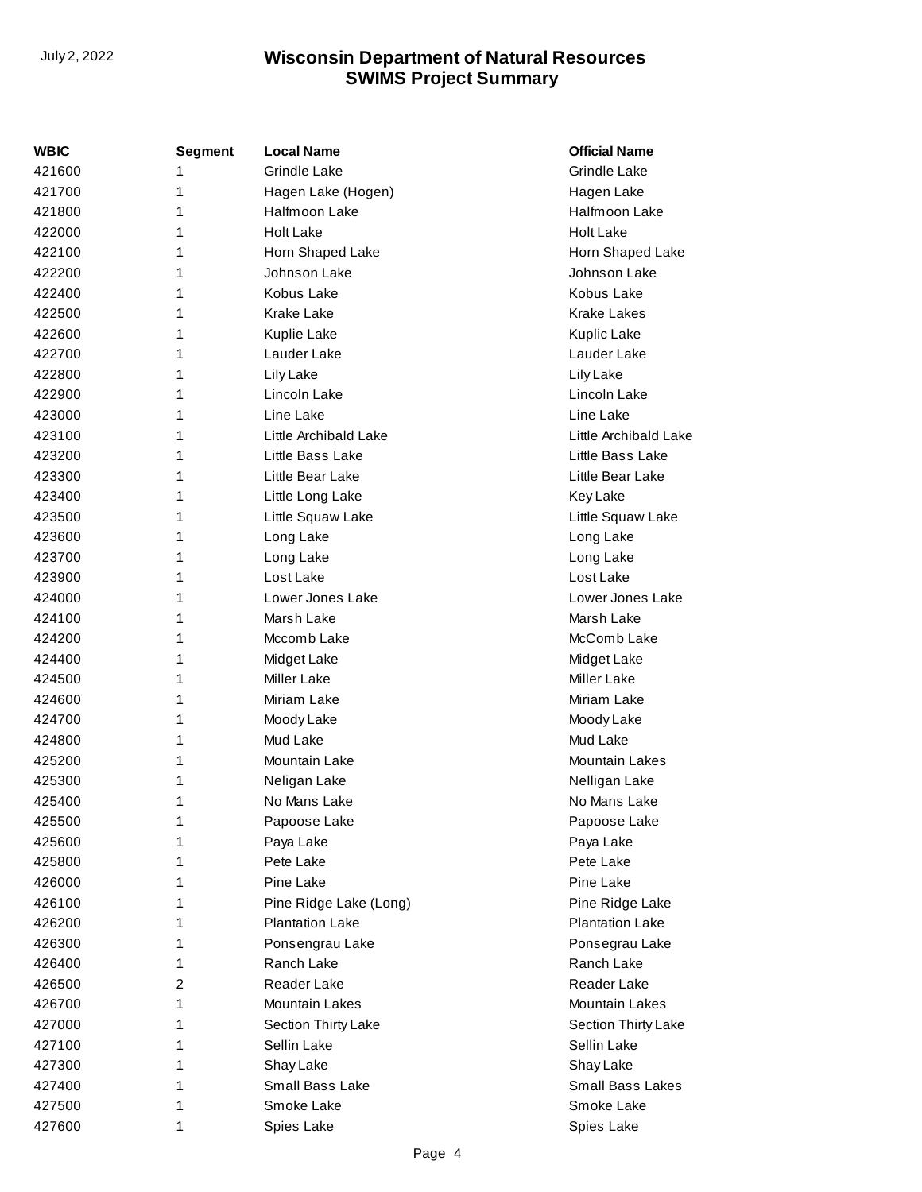# Wisconsin Department of Natural Resources
## SWIMS Project Summary

July 2, 2022

| WBIC | Segment | Local Name | Official Name |
|---|---|---|---|
| 421600 | 1 | Grindle Lake | Grindle Lake |
| 421700 | 1 | Hagen Lake (Hogen) | Hagen Lake |
| 421800 | 1 | Halfmoon Lake | Halfmoon Lake |
| 422000 | 1 | Holt Lake | Holt Lake |
| 422100 | 1 | Horn Shaped Lake | Horn Shaped Lake |
| 422200 | 1 | Johnson Lake | Johnson Lake |
| 422400 | 1 | Kobus Lake | Kobus Lake |
| 422500 | 1 | Krake Lake | Krake Lakes |
| 422600 | 1 | Kuplie Lake | Kuplic Lake |
| 422700 | 1 | Lauder Lake | Lauder Lake |
| 422800 | 1 | Lily Lake | Lily Lake |
| 422900 | 1 | Lincoln Lake | Lincoln Lake |
| 423000 | 1 | Line Lake | Line Lake |
| 423100 | 1 | Little Archibald Lake | Little Archibald Lake |
| 423200 | 1 | Little Bass Lake | Little Bass Lake |
| 423300 | 1 | Little Bear Lake | Little Bear Lake |
| 423400 | 1 | Little Long Lake | Key Lake |
| 423500 | 1 | Little Squaw Lake | Little Squaw Lake |
| 423600 | 1 | Long Lake | Long Lake |
| 423700 | 1 | Long Lake | Long Lake |
| 423900 | 1 | Lost Lake | Lost Lake |
| 424000 | 1 | Lower Jones Lake | Lower Jones Lake |
| 424100 | 1 | Marsh Lake | Marsh Lake |
| 424200 | 1 | Mccomb Lake | McComb Lake |
| 424400 | 1 | Midget Lake | Midget Lake |
| 424500 | 1 | Miller Lake | Miller Lake |
| 424600 | 1 | Miriam Lake | Miriam Lake |
| 424700 | 1 | Moody Lake | Moody Lake |
| 424800 | 1 | Mud Lake | Mud Lake |
| 425200 | 1 | Mountain Lake | Mountain Lakes |
| 425300 | 1 | Neligan Lake | Nelligan Lake |
| 425400 | 1 | No Mans Lake | No Mans Lake |
| 425500 | 1 | Papoose Lake | Papoose Lake |
| 425600 | 1 | Paya Lake | Paya Lake |
| 425800 | 1 | Pete Lake | Pete Lake |
| 426000 | 1 | Pine Lake | Pine Lake |
| 426100 | 1 | Pine Ridge Lake (Long) | Pine Ridge Lake |
| 426200 | 1 | Plantation Lake | Plantation Lake |
| 426300 | 1 | Ponsengrau Lake | Ponsegrau Lake |
| 426400 | 1 | Ranch Lake | Ranch Lake |
| 426500 | 2 | Reader Lake | Reader Lake |
| 426700 | 1 | Mountain Lakes | Mountain Lakes |
| 427000 | 1 | Section Thirty Lake | Section Thirty Lake |
| 427100 | 1 | Sellin Lake | Sellin Lake |
| 427300 | 1 | Shay Lake | Shay Lake |
| 427400 | 1 | Small Bass Lake | Small Bass Lakes |
| 427500 | 1 | Smoke Lake | Smoke Lake |
| 427600 | 1 | Spies Lake | Spies Lake |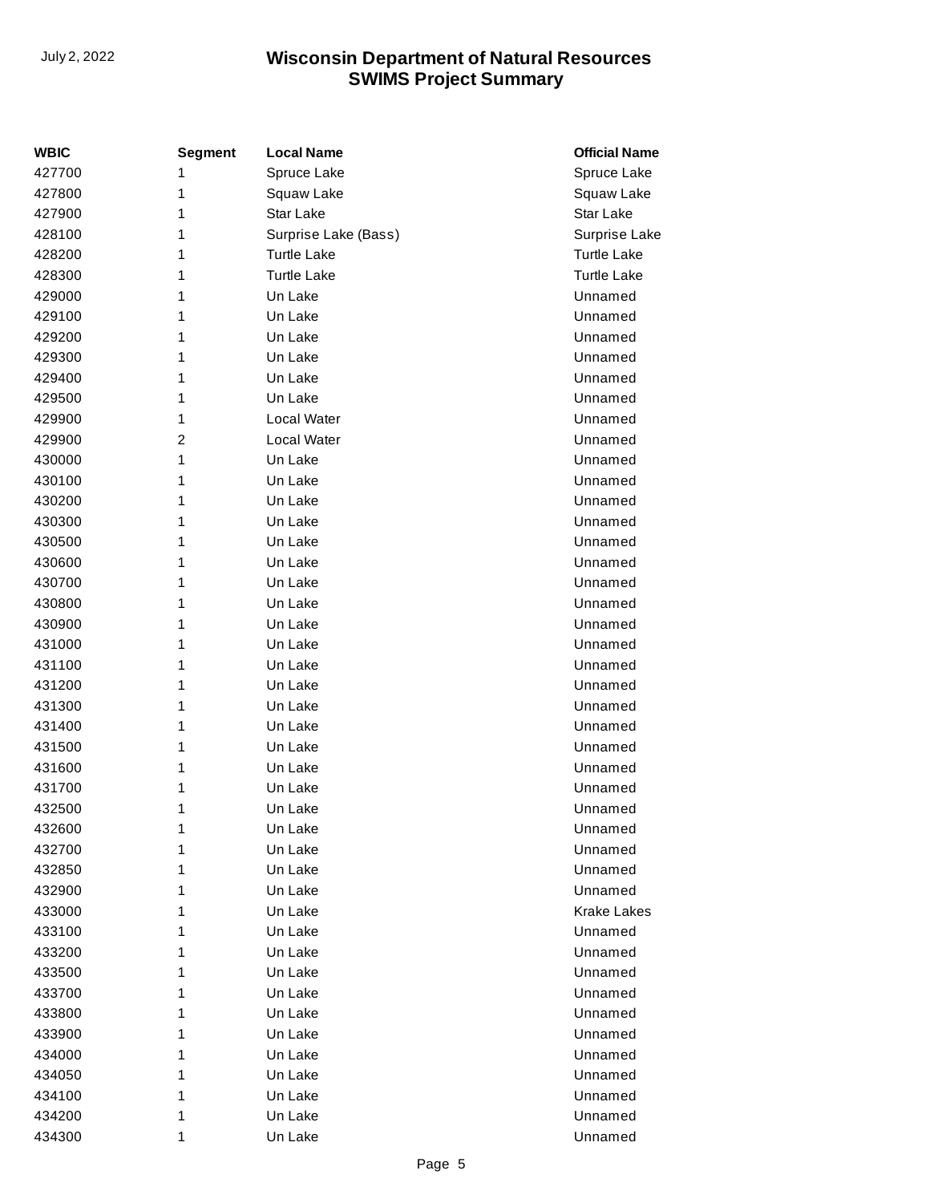| WBIC | Segment | Local Name | Official Name |
|---|---|---|---|
| 427700 | 1 | Spruce Lake | Spruce Lake |
| 427800 | 1 | Squaw Lake | Squaw Lake |
| 427900 | 1 | Star Lake | Star Lake |
| 428100 | 1 | Surprise Lake (Bass) | Surprise Lake |
| 428200 | 1 | Turtle Lake | Turtle Lake |
| 428300 | 1 | Turtle Lake | Turtle Lake |
| 429000 | 1 | Un Lake | Unnamed |
| 429100 | 1 | Un Lake | Unnamed |
| 429200 | 1 | Un Lake | Unnamed |
| 429300 | 1 | Un Lake | Unnamed |
| 429400 | 1 | Un Lake | Unnamed |
| 429500 | 1 | Un Lake | Unnamed |
| 429900 | 1 | Local Water | Unnamed |
| 429900 | 2 | Local Water | Unnamed |
| 430000 | 1 | Un Lake | Unnamed |
| 430100 | 1 | Un Lake | Unnamed |
| 430200 | 1 | Un Lake | Unnamed |
| 430300 | 1 | Un Lake | Unnamed |
| 430500 | 1 | Un Lake | Unnamed |
| 430600 | 1 | Un Lake | Unnamed |
| 430700 | 1 | Un Lake | Unnamed |
| 430800 | 1 | Un Lake | Unnamed |
| 430900 | 1 | Un Lake | Unnamed |
| 431000 | 1 | Un Lake | Unnamed |
| 431100 | 1 | Un Lake | Unnamed |
| 431200 | 1 | Un Lake | Unnamed |
| 431300 | 1 | Un Lake | Unnamed |
| 431400 | 1 | Un Lake | Unnamed |
| 431500 | 1 | Un Lake | Unnamed |
| 431600 | 1 | Un Lake | Unnamed |
| 431700 | 1 | Un Lake | Unnamed |
| 432500 | 1 | Un Lake | Unnamed |
| 432600 | 1 | Un Lake | Unnamed |
| 432700 | 1 | Un Lake | Unnamed |
| 432850 | 1 | Un Lake | Unnamed |
| 432900 | 1 | Un Lake | Unnamed |
| 433000 | 1 | Un Lake | Krake Lakes |
| 433100 | 1 | Un Lake | Unnamed |
| 433200 | 1 | Un Lake | Unnamed |
| 433500 | 1 | Un Lake | Unnamed |
| 433700 | 1 | Un Lake | Unnamed |
| 433800 | 1 | Un Lake | Unnamed |
| 433900 | 1 | Un Lake | Unnamed |
| 434000 | 1 | Un Lake | Unnamed |
| 434050 | 1 | Un Lake | Unnamed |
| 434100 | 1 | Un Lake | Unnamed |
| 434200 | 1 | Un Lake | Unnamed |
| 434300 | 1 | Un Lake | Unnamed |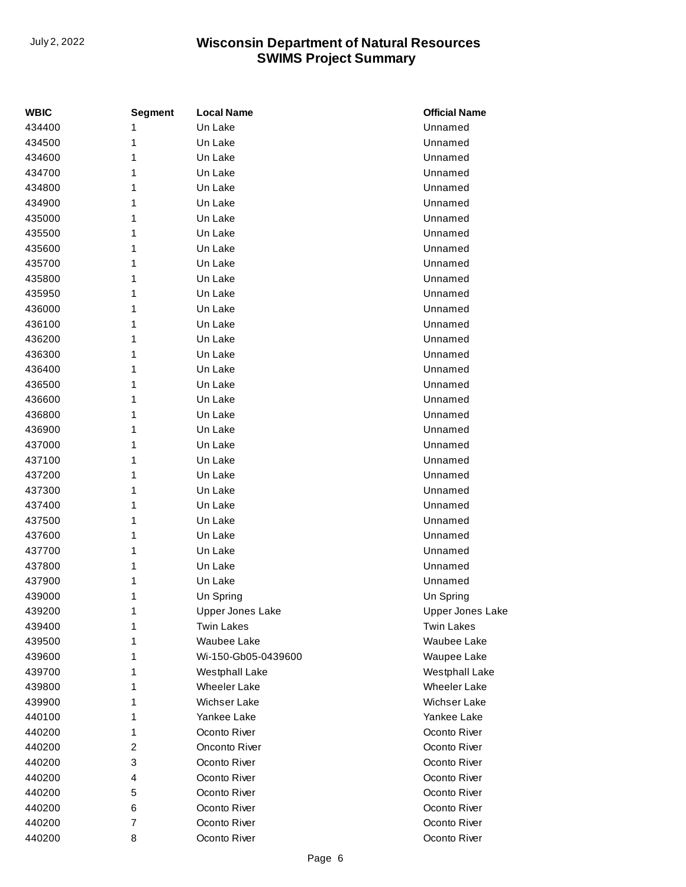| WBIC | Segment | Local Name | Official Name |
|---|---|---|---|
| 434400 | 1 | Un Lake | Unnamed |
| 434500 | 1 | Un Lake | Unnamed |
| 434600 | 1 | Un Lake | Unnamed |
| 434700 | 1 | Un Lake | Unnamed |
| 434800 | 1 | Un Lake | Unnamed |
| 434900 | 1 | Un Lake | Unnamed |
| 435000 | 1 | Un Lake | Unnamed |
| 435500 | 1 | Un Lake | Unnamed |
| 435600 | 1 | Un Lake | Unnamed |
| 435700 | 1 | Un Lake | Unnamed |
| 435800 | 1 | Un Lake | Unnamed |
| 435950 | 1 | Un Lake | Unnamed |
| 436000 | 1 | Un Lake | Unnamed |
| 436100 | 1 | Un Lake | Unnamed |
| 436200 | 1 | Un Lake | Unnamed |
| 436300 | 1 | Un Lake | Unnamed |
| 436400 | 1 | Un Lake | Unnamed |
| 436500 | 1 | Un Lake | Unnamed |
| 436600 | 1 | Un Lake | Unnamed |
| 436800 | 1 | Un Lake | Unnamed |
| 436900 | 1 | Un Lake | Unnamed |
| 437000 | 1 | Un Lake | Unnamed |
| 437100 | 1 | Un Lake | Unnamed |
| 437200 | 1 | Un Lake | Unnamed |
| 437300 | 1 | Un Lake | Unnamed |
| 437400 | 1 | Un Lake | Unnamed |
| 437500 | 1 | Un Lake | Unnamed |
| 437600 | 1 | Un Lake | Unnamed |
| 437700 | 1 | Un Lake | Unnamed |
| 437800 | 1 | Un Lake | Unnamed |
| 437900 | 1 | Un Lake | Unnamed |
| 439000 | 1 | Un Spring | Un Spring |
| 439200 | 1 | Upper Jones Lake | Upper Jones Lake |
| 439400 | 1 | Twin Lakes | Twin Lakes |
| 439500 | 1 | Waubee Lake | Waubee Lake |
| 439600 | 1 | Wi-150-Gb05-0439600 | Waupee Lake |
| 439700 | 1 | Westphall Lake | Westphall Lake |
| 439800 | 1 | Wheeler Lake | Wheeler Lake |
| 439900 | 1 | Wichser Lake | Wichser Lake |
| 440100 | 1 | Yankee Lake | Yankee Lake |
| 440200 | 1 | Oconto River | Oconto River |
| 440200 | 2 | Onconto River | Oconto River |
| 440200 | 3 | Oconto River | Oconto River |
| 440200 | 4 | Oconto River | Oconto River |
| 440200 | 5 | Oconto River | Oconto River |
| 440200 | 6 | Oconto River | Oconto River |
| 440200 | 7 | Oconto River | Oconto River |
| 440200 | 8 | Oconto River | Oconto River |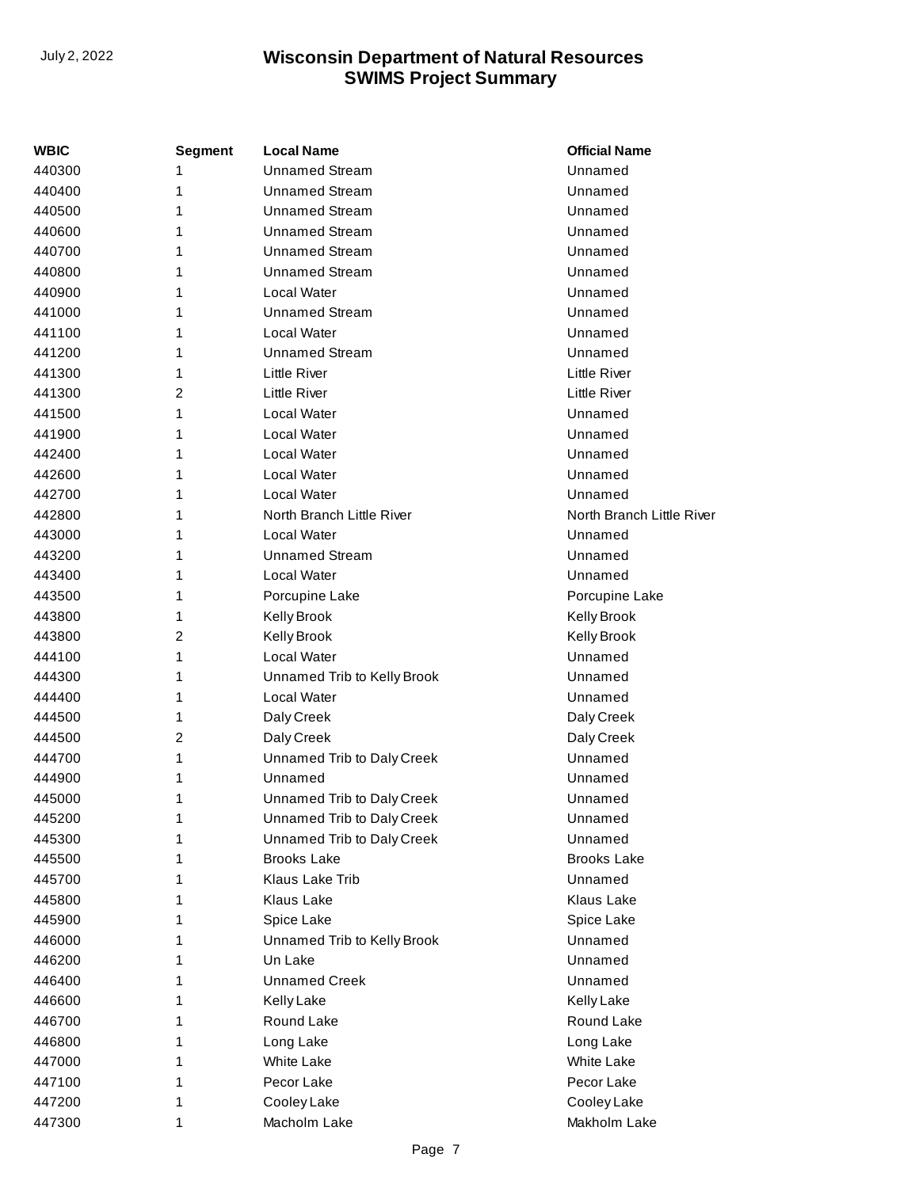| WBIC | Segment | Local Name | Official Name |
| --- | --- | --- | --- |
| 440300 | 1 | Unnamed Stream | Unnamed |
| 440400 | 1 | Unnamed Stream | Unnamed |
| 440500 | 1 | Unnamed Stream | Unnamed |
| 440600 | 1 | Unnamed Stream | Unnamed |
| 440700 | 1 | Unnamed Stream | Unnamed |
| 440800 | 1 | Unnamed Stream | Unnamed |
| 440900 | 1 | Local Water | Unnamed |
| 441000 | 1 | Unnamed Stream | Unnamed |
| 441100 | 1 | Local Water | Unnamed |
| 441200 | 1 | Unnamed Stream | Unnamed |
| 441300 | 1 | Little River | Little River |
| 441300 | 2 | Little River | Little River |
| 441500 | 1 | Local Water | Unnamed |
| 441900 | 1 | Local Water | Unnamed |
| 442400 | 1 | Local Water | Unnamed |
| 442600 | 1 | Local Water | Unnamed |
| 442700 | 1 | Local Water | Unnamed |
| 442800 | 1 | North Branch Little River | North Branch Little River |
| 443000 | 1 | Local Water | Unnamed |
| 443200 | 1 | Unnamed Stream | Unnamed |
| 443400 | 1 | Local Water | Unnamed |
| 443500 | 1 | Porcupine Lake | Porcupine Lake |
| 443800 | 1 | Kelly Brook | Kelly Brook |
| 443800 | 2 | Kelly Brook | Kelly Brook |
| 444100 | 1 | Local Water | Unnamed |
| 444300 | 1 | Unnamed Trib to Kelly Brook | Unnamed |
| 444400 | 1 | Local Water | Unnamed |
| 444500 | 1 | Daly Creek | Daly Creek |
| 444500 | 2 | Daly Creek | Daly Creek |
| 444700 | 1 | Unnamed Trib to Daly Creek | Unnamed |
| 444900 | 1 | Unnamed | Unnamed |
| 445000 | 1 | Unnamed Trib to Daly Creek | Unnamed |
| 445200 | 1 | Unnamed Trib to Daly Creek | Unnamed |
| 445300 | 1 | Unnamed Trib to Daly Creek | Unnamed |
| 445500 | 1 | Brooks Lake | Brooks Lake |
| 445700 | 1 | Klaus Lake Trib | Unnamed |
| 445800 | 1 | Klaus Lake | Klaus Lake |
| 445900 | 1 | Spice Lake | Spice Lake |
| 446000 | 1 | Unnamed Trib to Kelly Brook | Unnamed |
| 446200 | 1 | Un Lake | Unnamed |
| 446400 | 1 | Unnamed Creek | Unnamed |
| 446600 | 1 | Kelly Lake | Kelly Lake |
| 446700 | 1 | Round Lake | Round Lake |
| 446800 | 1 | Long Lake | Long Lake |
| 447000 | 1 | White Lake | White Lake |
| 447100 | 1 | Pecor Lake | Pecor Lake |
| 447200 | 1 | Cooley Lake | Cooley Lake |
| 447300 | 1 | Macholm Lake | Makholm Lake |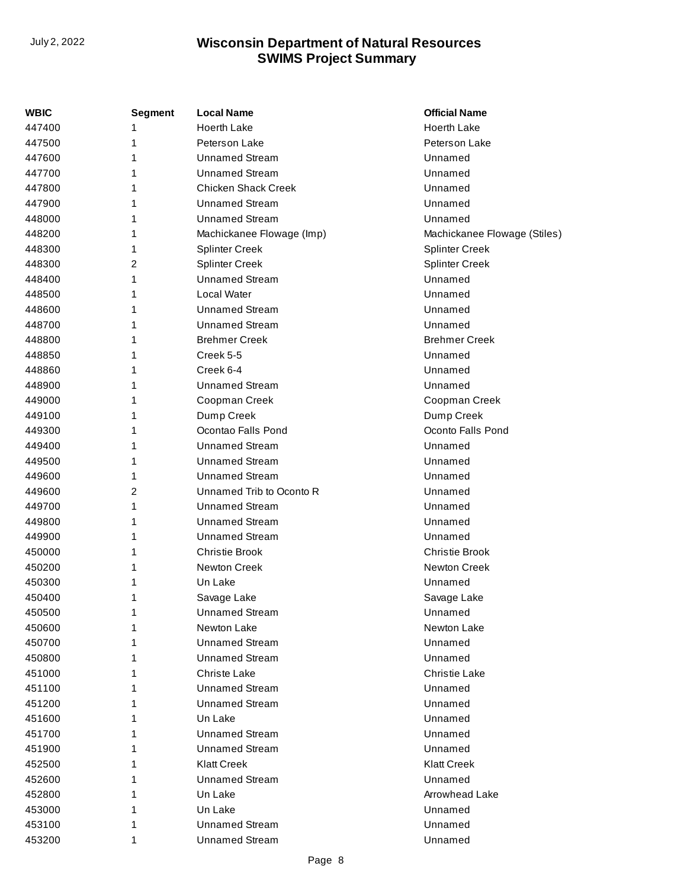| WBIC | Segment | Local Name | Official Name |
|---|---|---|---|
| 447400 | 1 | Hoerth Lake | Hoerth Lake |
| 447500 | 1 | Peterson Lake | Peterson Lake |
| 447600 | 1 | Unnamed Stream | Unnamed |
| 447700 | 1 | Unnamed Stream | Unnamed |
| 447800 | 1 | Chicken Shack Creek | Unnamed |
| 447900 | 1 | Unnamed Stream | Unnamed |
| 448000 | 1 | Unnamed Stream | Unnamed |
| 448200 | 1 | Machickanee Flowage (Imp) | Machickanee Flowage (Stiles) |
| 448300 | 1 | Splinter Creek | Splinter Creek |
| 448300 | 2 | Splinter Creek | Splinter Creek |
| 448400 | 1 | Unnamed Stream | Unnamed |
| 448500 | 1 | Local Water | Unnamed |
| 448600 | 1 | Unnamed Stream | Unnamed |
| 448700 | 1 | Unnamed Stream | Unnamed |
| 448800 | 1 | Brehmer Creek | Brehmer Creek |
| 448850 | 1 | Creek 5-5 | Unnamed |
| 448860 | 1 | Creek 6-4 | Unnamed |
| 448900 | 1 | Unnamed Stream | Unnamed |
| 449000 | 1 | Coopman Creek | Coopman Creek |
| 449100 | 1 | Dump Creek | Dump Creek |
| 449300 | 1 | Ocontao Falls Pond | Oconto Falls Pond |
| 449400 | 1 | Unnamed Stream | Unnamed |
| 449500 | 1 | Unnamed Stream | Unnamed |
| 449600 | 1 | Unnamed Stream | Unnamed |
| 449600 | 2 | Unnamed Trib to Oconto R | Unnamed |
| 449700 | 1 | Unnamed Stream | Unnamed |
| 449800 | 1 | Unnamed Stream | Unnamed |
| 449900 | 1 | Unnamed Stream | Unnamed |
| 450000 | 1 | Christie Brook | Christie Brook |
| 450200 | 1 | Newton Creek | Newton Creek |
| 450300 | 1 | Un Lake | Unnamed |
| 450400 | 1 | Savage Lake | Savage Lake |
| 450500 | 1 | Unnamed Stream | Unnamed |
| 450600 | 1 | Newton Lake | Newton Lake |
| 450700 | 1 | Unnamed Stream | Unnamed |
| 450800 | 1 | Unnamed Stream | Unnamed |
| 451000 | 1 | Christe Lake | Christie Lake |
| 451100 | 1 | Unnamed Stream | Unnamed |
| 451200 | 1 | Unnamed Stream | Unnamed |
| 451600 | 1 | Un Lake | Unnamed |
| 451700 | 1 | Unnamed Stream | Unnamed |
| 451900 | 1 | Unnamed Stream | Unnamed |
| 452500 | 1 | Klatt Creek | Klatt Creek |
| 452600 | 1 | Unnamed Stream | Unnamed |
| 452800 | 1 | Un Lake | Arrowhead Lake |
| 453000 | 1 | Un Lake | Unnamed |
| 453100 | 1 | Unnamed Stream | Unnamed |
| 453200 | 1 | Unnamed Stream | Unnamed |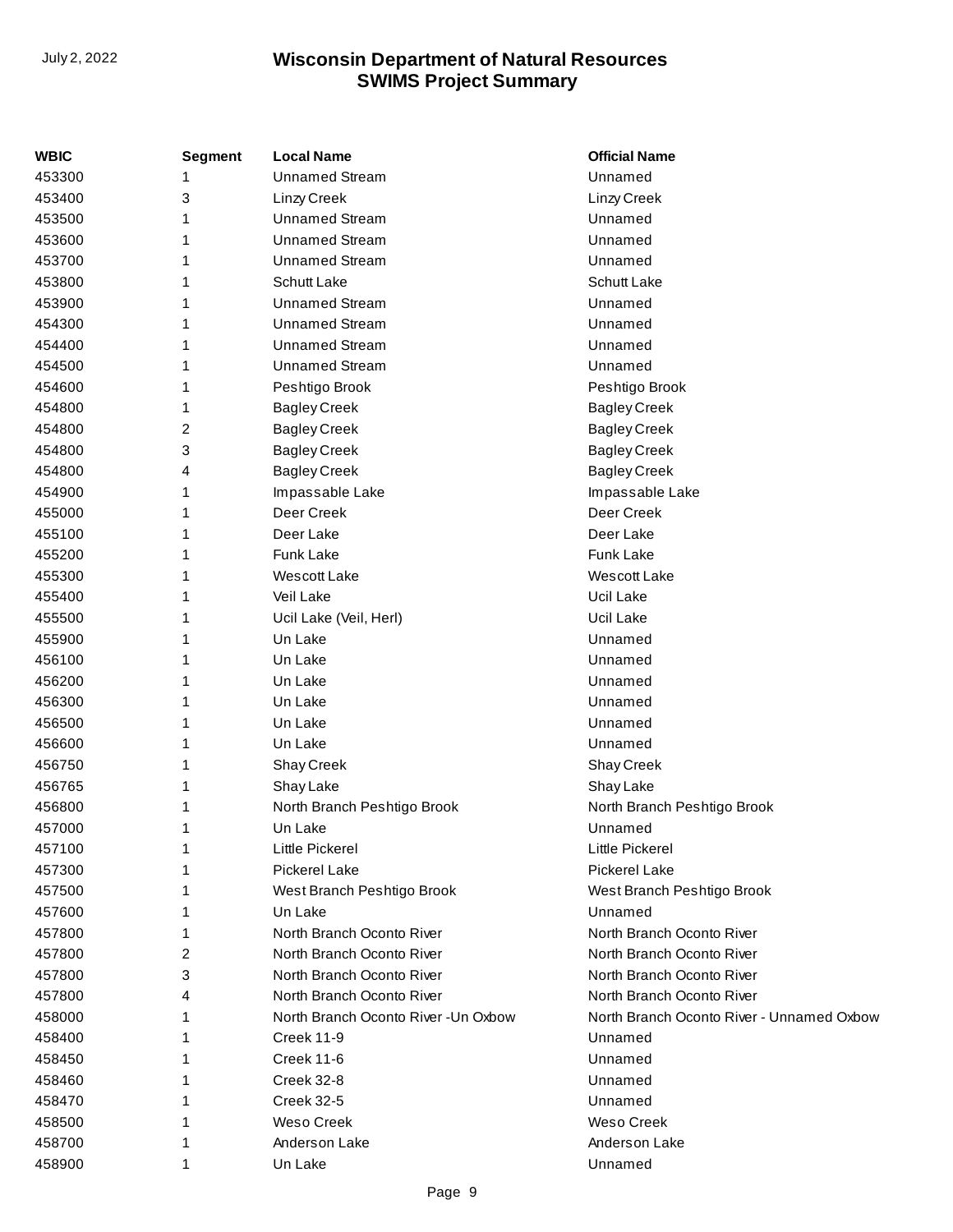| WBIC | Segment | Local Name | Official Name |
|---|---|---|---|
| 453300 | 1 | Unnamed Stream | Unnamed |
| 453400 | 3 | Linzy Creek | Linzy Creek |
| 453500 | 1 | Unnamed Stream | Unnamed |
| 453600 | 1 | Unnamed Stream | Unnamed |
| 453700 | 1 | Unnamed Stream | Unnamed |
| 453800 | 1 | Schutt Lake | Schutt Lake |
| 453900 | 1 | Unnamed Stream | Unnamed |
| 454300 | 1 | Unnamed Stream | Unnamed |
| 454400 | 1 | Unnamed Stream | Unnamed |
| 454500 | 1 | Unnamed Stream | Unnamed |
| 454600 | 1 | Peshtigo Brook | Peshtigo Brook |
| 454800 | 1 | Bagley Creek | Bagley Creek |
| 454800 | 2 | Bagley Creek | Bagley Creek |
| 454800 | 3 | Bagley Creek | Bagley Creek |
| 454800 | 4 | Bagley Creek | Bagley Creek |
| 454900 | 1 | Impassable Lake | Impassable Lake |
| 455000 | 1 | Deer Creek | Deer Creek |
| 455100 | 1 | Deer Lake | Deer Lake |
| 455200 | 1 | Funk Lake | Funk Lake |
| 455300 | 1 | Wescott Lake | Wescott Lake |
| 455400 | 1 | Veil Lake | Ucil Lake |
| 455500 | 1 | Ucil Lake (Veil, Herl) | Ucil Lake |
| 455900 | 1 | Un Lake | Unnamed |
| 456100 | 1 | Un Lake | Unnamed |
| 456200 | 1 | Un Lake | Unnamed |
| 456300 | 1 | Un Lake | Unnamed |
| 456500 | 1 | Un Lake | Unnamed |
| 456600 | 1 | Un Lake | Unnamed |
| 456750 | 1 | Shay Creek | Shay Creek |
| 456765 | 1 | Shay Lake | Shay Lake |
| 456800 | 1 | North Branch Peshtigo Brook | North Branch Peshtigo Brook |
| 457000 | 1 | Un Lake | Unnamed |
| 457100 | 1 | Little Pickerel | Little Pickerel |
| 457300 | 1 | Pickerel Lake | Pickerel Lake |
| 457500 | 1 | West Branch Peshtigo Brook | West Branch Peshtigo Brook |
| 457600 | 1 | Un Lake | Unnamed |
| 457800 | 1 | North Branch Oconto River | North Branch Oconto River |
| 457800 | 2 | North Branch Oconto River | North Branch Oconto River |
| 457800 | 3 | North Branch Oconto River | North Branch Oconto River |
| 457800 | 4 | North Branch Oconto River | North Branch Oconto River |
| 458000 | 1 | North Branch Oconto River -Un Oxbow | North Branch Oconto River - Unnamed Oxbow |
| 458400 | 1 | Creek 11-9 | Unnamed |
| 458450 | 1 | Creek 11-6 | Unnamed |
| 458460 | 1 | Creek 32-8 | Unnamed |
| 458470 | 1 | Creek 32-5 | Unnamed |
| 458500 | 1 | Weso Creek | Weso Creek |
| 458700 | 1 | Anderson Lake | Anderson Lake |
| 458900 | 1 | Un Lake | Unnamed |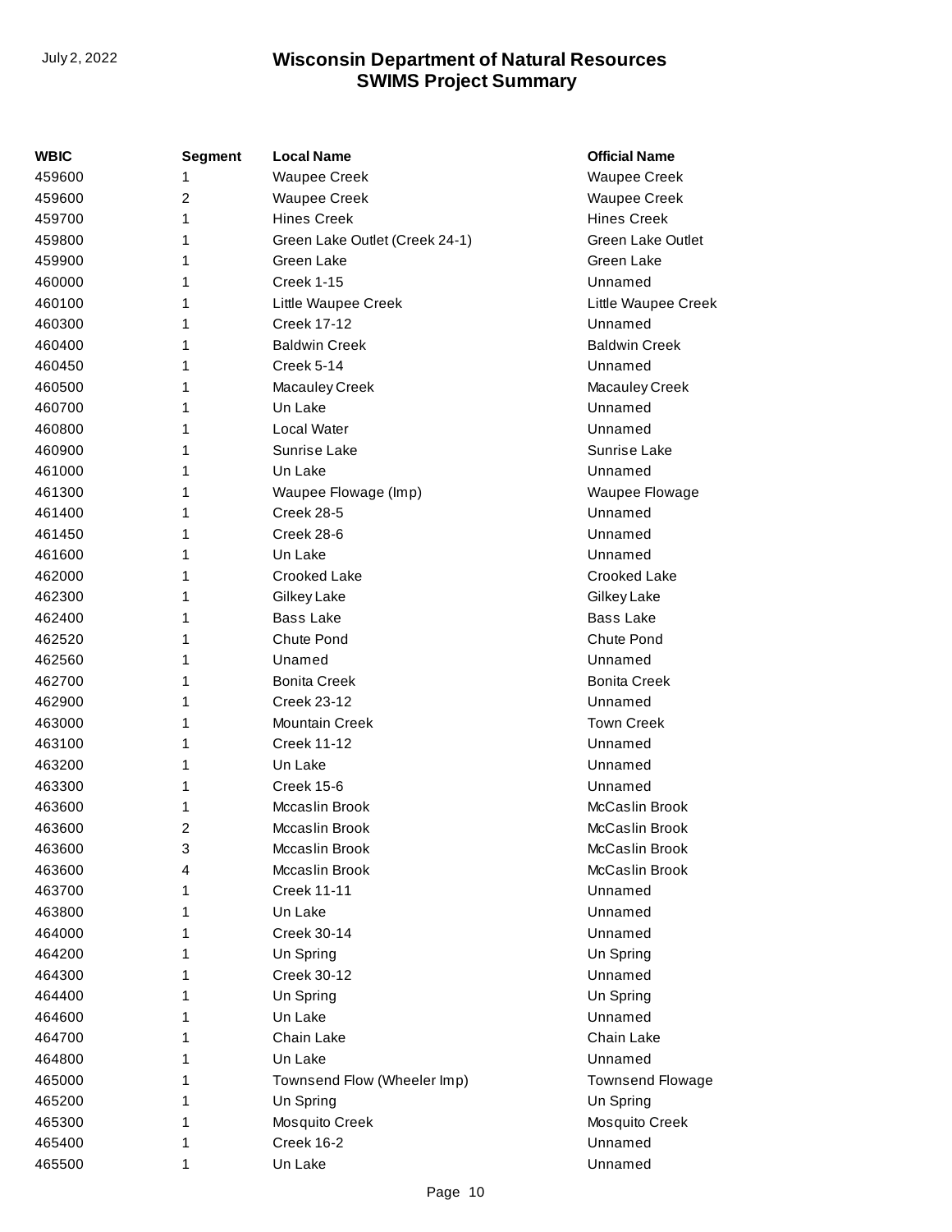| WBIC | Segment | Local Name | Official Name |
| --- | --- | --- | --- |
| 459600 | 1 | Waupee Creek | Waupee Creek |
| 459600 | 2 | Waupee Creek | Waupee Creek |
| 459700 | 1 | Hines Creek | Hines Creek |
| 459800 | 1 | Green Lake Outlet (Creek 24-1) | Green Lake Outlet |
| 459900 | 1 | Green Lake | Green Lake |
| 460000 | 1 | Creek 1-15 | Unnamed |
| 460100 | 1 | Little Waupee Creek | Little Waupee Creek |
| 460300 | 1 | Creek 17-12 | Unnamed |
| 460400 | 1 | Baldwin Creek | Baldwin Creek |
| 460450 | 1 | Creek 5-14 | Unnamed |
| 460500 | 1 | Macauley Creek | Macauley Creek |
| 460700 | 1 | Un Lake | Unnamed |
| 460800 | 1 | Local Water | Unnamed |
| 460900 | 1 | Sunrise Lake | Sunrise Lake |
| 461000 | 1 | Un Lake | Unnamed |
| 461300 | 1 | Waupee Flowage (Imp) | Waupee Flowage |
| 461400 | 1 | Creek 28-5 | Unnamed |
| 461450 | 1 | Creek 28-6 | Unnamed |
| 461600 | 1 | Un Lake | Unnamed |
| 462000 | 1 | Crooked Lake | Crooked Lake |
| 462300 | 1 | Gilkey Lake | Gilkey Lake |
| 462400 | 1 | Bass Lake | Bass Lake |
| 462520 | 1 | Chute Pond | Chute Pond |
| 462560 | 1 | Unamed | Unnamed |
| 462700 | 1 | Bonita Creek | Bonita Creek |
| 462900 | 1 | Creek 23-12 | Unnamed |
| 463000 | 1 | Mountain Creek | Town Creek |
| 463100 | 1 | Creek 11-12 | Unnamed |
| 463200 | 1 | Un Lake | Unnamed |
| 463300 | 1 | Creek 15-6 | Unnamed |
| 463600 | 1 | Mccaslin Brook | McCaslin Brook |
| 463600 | 2 | Mccaslin Brook | McCaslin Brook |
| 463600 | 3 | Mccaslin Brook | McCaslin Brook |
| 463600 | 4 | Mccaslin Brook | McCaslin Brook |
| 463700 | 1 | Creek 11-11 | Unnamed |
| 463800 | 1 | Un Lake | Unnamed |
| 464000 | 1 | Creek 30-14 | Unnamed |
| 464200 | 1 | Un Spring | Un Spring |
| 464300 | 1 | Creek 30-12 | Unnamed |
| 464400 | 1 | Un Spring | Un Spring |
| 464600 | 1 | Un Lake | Unnamed |
| 464700 | 1 | Chain Lake | Chain Lake |
| 464800 | 1 | Un Lake | Unnamed |
| 465000 | 1 | Townsend Flow (Wheeler Imp) | Townsend Flowage |
| 465200 | 1 | Un Spring | Un Spring |
| 465300 | 1 | Mosquito Creek | Mosquito Creek |
| 465400 | 1 | Creek 16-2 | Unnamed |
| 465500 | 1 | Un Lake | Unnamed |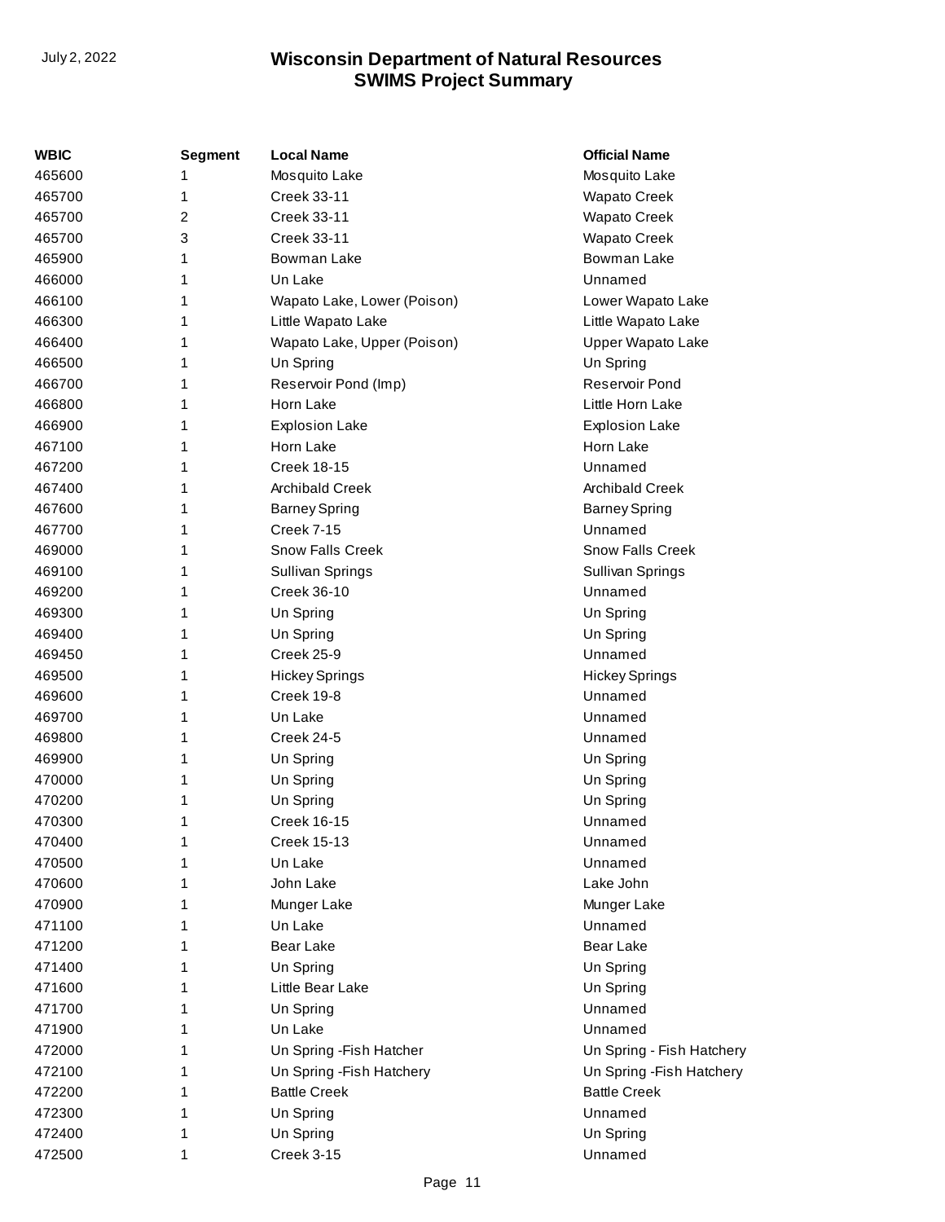| WBIC | Segment | Local Name | Official Name |
|---|---|---|---|
| 465600 | 1 | Mosquito Lake | Mosquito Lake |
| 465700 | 1 | Creek 33-11 | Wapato Creek |
| 465700 | 2 | Creek 33-11 | Wapato Creek |
| 465700 | 3 | Creek 33-11 | Wapato Creek |
| 465900 | 1 | Bowman Lake | Bowman Lake |
| 466000 | 1 | Un Lake | Unnamed |
| 466100 | 1 | Wapato Lake, Lower (Poison) | Lower Wapato Lake |
| 466300 | 1 | Little Wapato Lake | Little Wapato Lake |
| 466400 | 1 | Wapato Lake, Upper (Poison) | Upper Wapato Lake |
| 466500 | 1 | Un Spring | Un Spring |
| 466700 | 1 | Reservoir Pond (Imp) | Reservoir Pond |
| 466800 | 1 | Horn Lake | Little Horn Lake |
| 466900 | 1 | Explosion Lake | Explosion Lake |
| 467100 | 1 | Horn Lake | Horn Lake |
| 467200 | 1 | Creek 18-15 | Unnamed |
| 467400 | 1 | Archibald Creek | Archibald Creek |
| 467600 | 1 | Barney Spring | Barney Spring |
| 467700 | 1 | Creek 7-15 | Unnamed |
| 469000 | 1 | Snow Falls Creek | Snow Falls Creek |
| 469100 | 1 | Sullivan Springs | Sullivan Springs |
| 469200 | 1 | Creek 36-10 | Unnamed |
| 469300 | 1 | Un Spring | Un Spring |
| 469400 | 1 | Un Spring | Un Spring |
| 469450 | 1 | Creek 25-9 | Unnamed |
| 469500 | 1 | Hickey Springs | Hickey Springs |
| 469600 | 1 | Creek 19-8 | Unnamed |
| 469700 | 1 | Un Lake | Unnamed |
| 469800 | 1 | Creek 24-5 | Unnamed |
| 469900 | 1 | Un Spring | Un Spring |
| 470000 | 1 | Un Spring | Un Spring |
| 470200 | 1 | Un Spring | Un Spring |
| 470300 | 1 | Creek 16-15 | Unnamed |
| 470400 | 1 | Creek 15-13 | Unnamed |
| 470500 | 1 | Un Lake | Unnamed |
| 470600 | 1 | John Lake | Lake John |
| 470900 | 1 | Munger Lake | Munger Lake |
| 471100 | 1 | Un Lake | Unnamed |
| 471200 | 1 | Bear Lake | Bear Lake |
| 471400 | 1 | Un Spring | Un Spring |
| 471600 | 1 | Little Bear Lake | Un Spring |
| 471700 | 1 | Un Spring | Unnamed |
| 471900 | 1 | Un Lake | Unnamed |
| 472000 | 1 | Un Spring -Fish Hatcher | Un Spring - Fish Hatchery |
| 472100 | 1 | Un Spring -Fish Hatchery | Un Spring -Fish Hatchery |
| 472200 | 1 | Battle Creek | Battle Creek |
| 472300 | 1 | Un Spring | Unnamed |
| 472400 | 1 | Un Spring | Un Spring |
| 472500 | 1 | Creek 3-15 | Unnamed |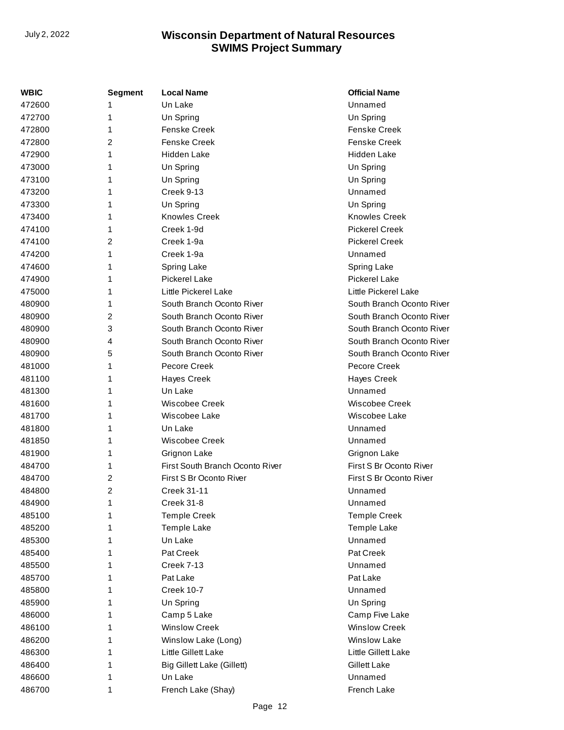| WBIC | Segment | Local Name | Official Name |
|---|---|---|---|
| 472600 | 1 | Un Lake | Unnamed |
| 472700 | 1 | Un Spring | Un Spring |
| 472800 | 1 | Fenske Creek | Fenske Creek |
| 472800 | 2 | Fenske Creek | Fenske Creek |
| 472900 | 1 | Hidden Lake | Hidden Lake |
| 473000 | 1 | Un Spring | Un Spring |
| 473100 | 1 | Un Spring | Un Spring |
| 473200 | 1 | Creek 9-13 | Unnamed |
| 473300 | 1 | Un Spring | Un Spring |
| 473400 | 1 | Knowles Creek | Knowles Creek |
| 474100 | 1 | Creek 1-9d | Pickerel Creek |
| 474100 | 2 | Creek 1-9a | Pickerel Creek |
| 474200 | 1 | Creek 1-9a | Unnamed |
| 474600 | 1 | Spring Lake | Spring Lake |
| 474900 | 1 | Pickerel Lake | Pickerel Lake |
| 475000 | 1 | Little Pickerel Lake | Little Pickerel Lake |
| 480900 | 1 | South Branch Oconto River | South Branch Oconto River |
| 480900 | 2 | South Branch Oconto River | South Branch Oconto River |
| 480900 | 3 | South Branch Oconto River | South Branch Oconto River |
| 480900 | 4 | South Branch Oconto River | South Branch Oconto River |
| 480900 | 5 | South Branch Oconto River | South Branch Oconto River |
| 481000 | 1 | Pecore Creek | Pecore Creek |
| 481100 | 1 | Hayes Creek | Hayes Creek |
| 481300 | 1 | Un Lake | Unnamed |
| 481600 | 1 | Wiscobee Creek | Wiscobee Creek |
| 481700 | 1 | Wiscobee Lake | Wiscobee Lake |
| 481800 | 1 | Un Lake | Unnamed |
| 481850 | 1 | Wiscobee Creek | Unnamed |
| 481900 | 1 | Grignon Lake | Grignon Lake |
| 484700 | 1 | First South Branch Oconto River | First S Br Oconto River |
| 484700 | 2 | First S Br Oconto River | First S Br Oconto River |
| 484800 | 2 | Creek 31-11 | Unnamed |
| 484900 | 1 | Creek 31-8 | Unnamed |
| 485100 | 1 | Temple Creek | Temple Creek |
| 485200 | 1 | Temple Lake | Temple Lake |
| 485300 | 1 | Un Lake | Unnamed |
| 485400 | 1 | Pat Creek | Pat Creek |
| 485500 | 1 | Creek 7-13 | Unnamed |
| 485700 | 1 | Pat Lake | Pat Lake |
| 485800 | 1 | Creek 10-7 | Unnamed |
| 485900 | 1 | Un Spring | Un Spring |
| 486000 | 1 | Camp 5 Lake | Camp Five Lake |
| 486100 | 1 | Winslow Creek | Winslow Creek |
| 486200 | 1 | Winslow Lake (Long) | Winslow Lake |
| 486300 | 1 | Little Gillett Lake | Little Gillett Lake |
| 486400 | 1 | Big Gillett Lake (Gillett) | Gillett Lake |
| 486600 | 1 | Un Lake | Unnamed |
| 486700 | 1 | French Lake (Shay) | French Lake |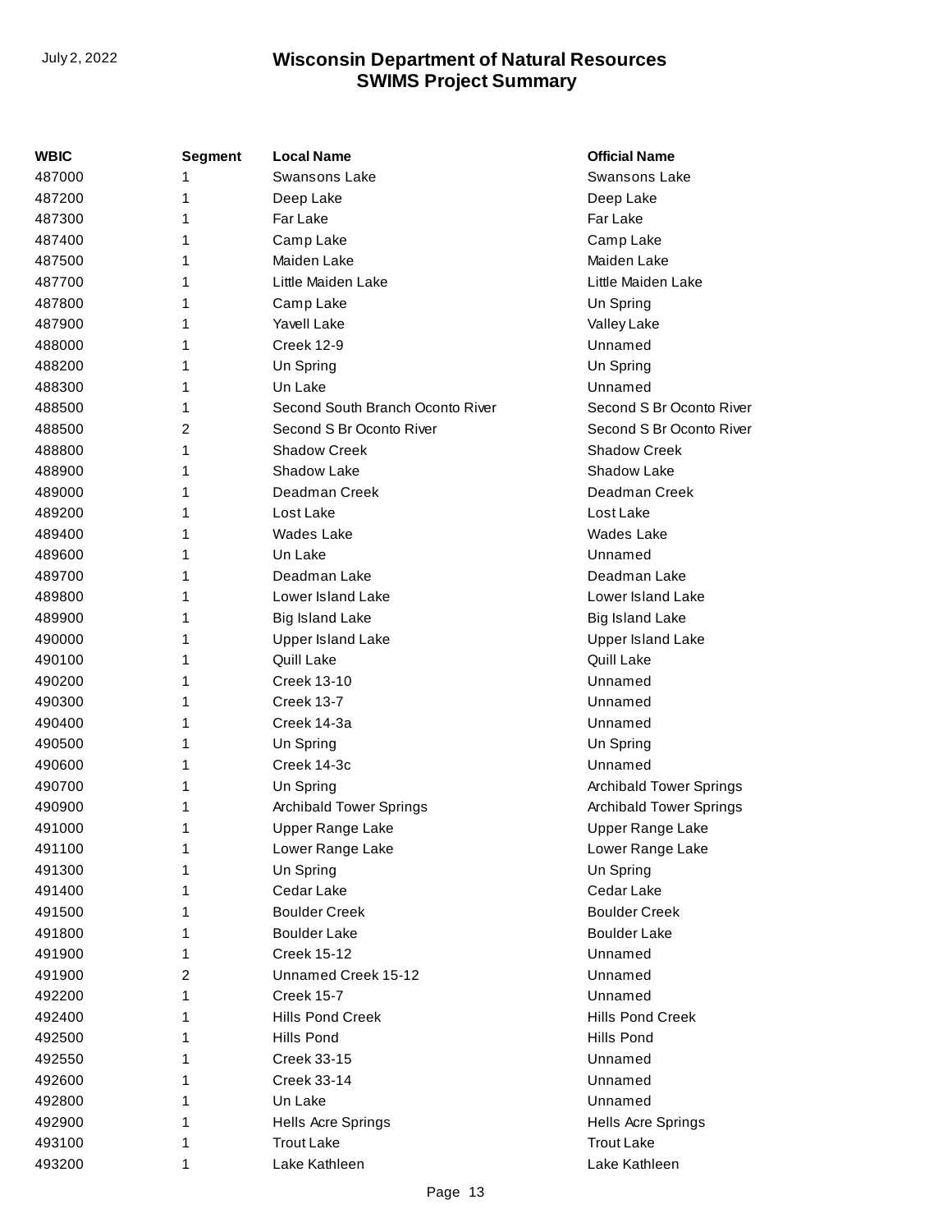| WBIC | Segment | Local Name | Official Name |
|---|---|---|---|
| 487000 | 1 | Swansons Lake | Swansons Lake |
| 487200 | 1 | Deep Lake | Deep Lake |
| 487300 | 1 | Far Lake | Far Lake |
| 487400 | 1 | Camp Lake | Camp Lake |
| 487500 | 1 | Maiden Lake | Maiden Lake |
| 487700 | 1 | Little Maiden Lake | Little Maiden Lake |
| 487800 | 1 | Camp Lake | Un Spring |
| 487900 | 1 | Yavell Lake | Valley Lake |
| 488000 | 1 | Creek 12-9 | Unnamed |
| 488200 | 1 | Un Spring | Un Spring |
| 488300 | 1 | Un Lake | Unnamed |
| 488500 | 1 | Second South Branch Oconto River | Second S Br Oconto River |
| 488500 | 2 | Second S Br Oconto River | Second S Br Oconto River |
| 488800 | 1 | Shadow Creek | Shadow Creek |
| 488900 | 1 | Shadow Lake | Shadow Lake |
| 489000 | 1 | Deadman Creek | Deadman Creek |
| 489200 | 1 | Lost Lake | Lost Lake |
| 489400 | 1 | Wades Lake | Wades Lake |
| 489600 | 1 | Un Lake | Unnamed |
| 489700 | 1 | Deadman Lake | Deadman Lake |
| 489800 | 1 | Lower Island Lake | Lower Island Lake |
| 489900 | 1 | Big Island Lake | Big Island Lake |
| 490000 | 1 | Upper Island Lake | Upper Island Lake |
| 490100 | 1 | Quill Lake | Quill Lake |
| 490200 | 1 | Creek 13-10 | Unnamed |
| 490300 | 1 | Creek 13-7 | Unnamed |
| 490400 | 1 | Creek 14-3a | Unnamed |
| 490500 | 1 | Un Spring | Un Spring |
| 490600 | 1 | Creek 14-3c | Unnamed |
| 490700 | 1 | Un Spring | Archibald Tower Springs |
| 490900 | 1 | Archibald Tower Springs | Archibald Tower Springs |
| 491000 | 1 | Upper Range Lake | Upper Range Lake |
| 491100 | 1 | Lower Range Lake | Lower Range Lake |
| 491300 | 1 | Un Spring | Un Spring |
| 491400 | 1 | Cedar Lake | Cedar Lake |
| 491500 | 1 | Boulder Creek | Boulder Creek |
| 491800 | 1 | Boulder Lake | Boulder Lake |
| 491900 | 1 | Creek 15-12 | Unnamed |
| 491900 | 2 | Unnamed Creek 15-12 | Unnamed |
| 492200 | 1 | Creek 15-7 | Unnamed |
| 492400 | 1 | Hills Pond Creek | Hills Pond Creek |
| 492500 | 1 | Hills Pond | Hills Pond |
| 492550 | 1 | Creek 33-15 | Unnamed |
| 492600 | 1 | Creek 33-14 | Unnamed |
| 492800 | 1 | Un Lake | Unnamed |
| 492900 | 1 | Hells Acre Springs | Hells Acre Springs |
| 493100 | 1 | Trout Lake | Trout Lake |
| 493200 | 1 | Lake Kathleen | Lake Kathleen |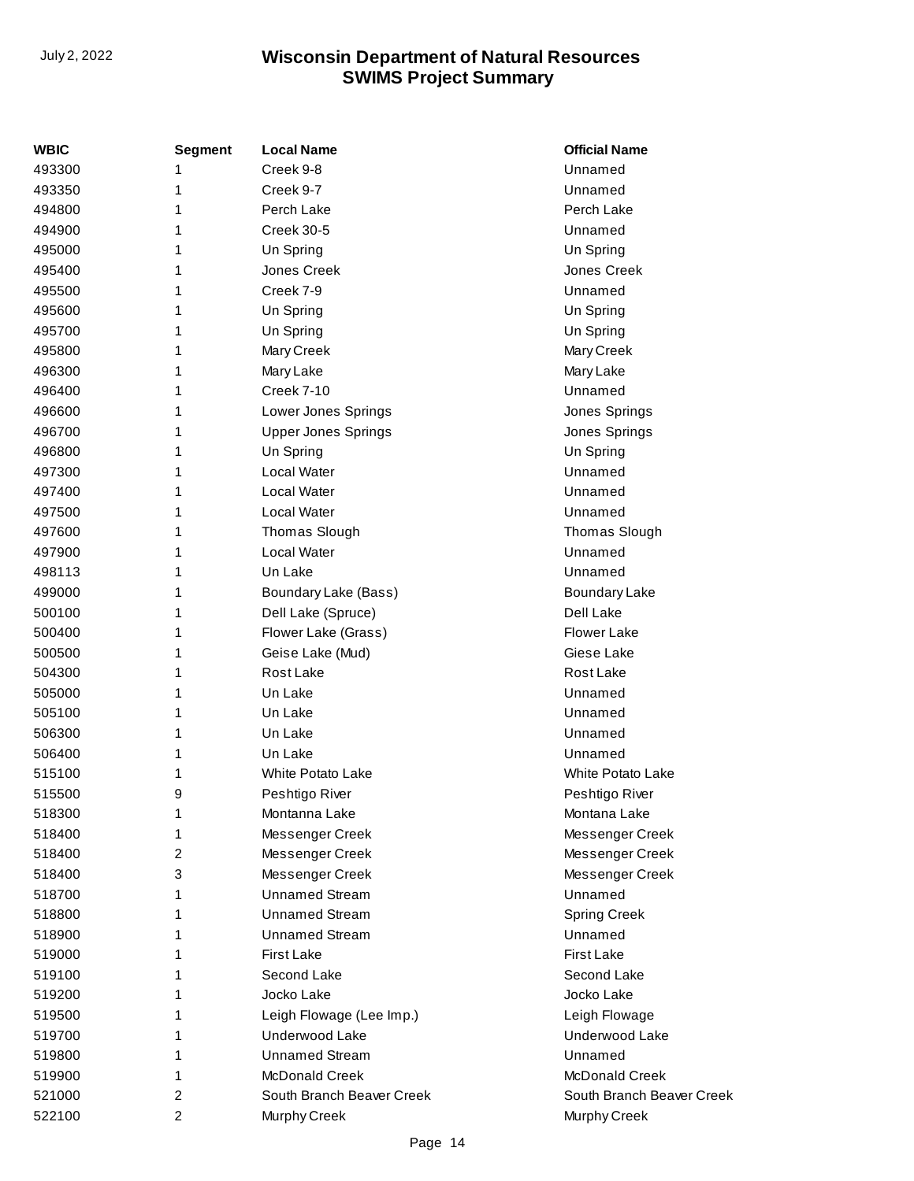| WBIC | Segment | Local Name | Official Name |
|---|---|---|---|
| 493300 | 1 | Creek 9-8 | Unnamed |
| 493350 | 1 | Creek 9-7 | Unnamed |
| 494800 | 1 | Perch Lake | Perch Lake |
| 494900 | 1 | Creek 30-5 | Unnamed |
| 495000 | 1 | Un Spring | Un Spring |
| 495400 | 1 | Jones Creek | Jones Creek |
| 495500 | 1 | Creek 7-9 | Unnamed |
| 495600 | 1 | Un Spring | Un Spring |
| 495700 | 1 | Un Spring | Un Spring |
| 495800 | 1 | Mary Creek | Mary Creek |
| 496300 | 1 | Mary Lake | Mary Lake |
| 496400 | 1 | Creek 7-10 | Unnamed |
| 496600 | 1 | Lower Jones Springs | Jones Springs |
| 496700 | 1 | Upper Jones Springs | Jones Springs |
| 496800 | 1 | Un Spring | Un Spring |
| 497300 | 1 | Local Water | Unnamed |
| 497400 | 1 | Local Water | Unnamed |
| 497500 | 1 | Local Water | Unnamed |
| 497600 | 1 | Thomas Slough | Thomas Slough |
| 497900 | 1 | Local Water | Unnamed |
| 498113 | 1 | Un Lake | Unnamed |
| 499000 | 1 | Boundary Lake (Bass) | Boundary Lake |
| 500100 | 1 | Dell Lake (Spruce) | Dell Lake |
| 500400 | 1 | Flower Lake (Grass) | Flower Lake |
| 500500 | 1 | Geise Lake (Mud) | Giese Lake |
| 504300 | 1 | Rost Lake | Rost Lake |
| 505000 | 1 | Un Lake | Unnamed |
| 505100 | 1 | Un Lake | Unnamed |
| 506300 | 1 | Un Lake | Unnamed |
| 506400 | 1 | Un Lake | Unnamed |
| 515100 | 1 | White Potato Lake | White Potato Lake |
| 515500 | 9 | Peshtigo River | Peshtigo River |
| 518300 | 1 | Montanna Lake | Montana Lake |
| 518400 | 1 | Messenger Creek | Messenger Creek |
| 518400 | 2 | Messenger Creek | Messenger Creek |
| 518400 | 3 | Messenger Creek | Messenger Creek |
| 518700 | 1 | Unnamed Stream | Unnamed |
| 518800 | 1 | Unnamed Stream | Spring Creek |
| 518900 | 1 | Unnamed Stream | Unnamed |
| 519000 | 1 | First Lake | First Lake |
| 519100 | 1 | Second Lake | Second Lake |
| 519200 | 1 | Jocko Lake | Jocko Lake |
| 519500 | 1 | Leigh Flowage (Lee Imp.) | Leigh Flowage |
| 519700 | 1 | Underwood Lake | Underwood Lake |
| 519800 | 1 | Unnamed Stream | Unnamed |
| 519900 | 1 | McDonald Creek | McDonald Creek |
| 521000 | 2 | South Branch Beaver Creek | South Branch Beaver Creek |
| 522100 | 2 | Murphy Creek | Murphy Creek |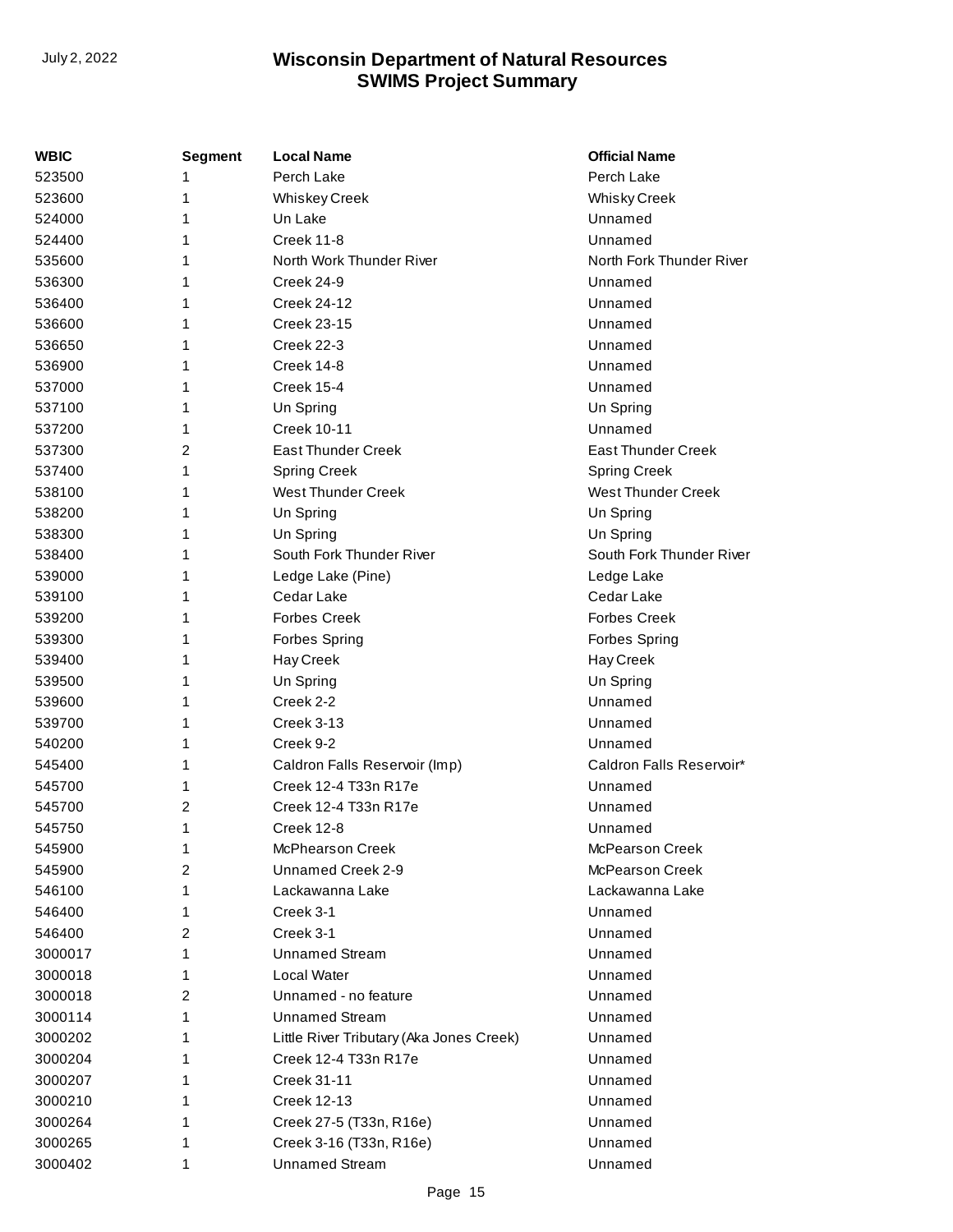| WBIC | Segment | Local Name | Official Name |
| --- | --- | --- | --- |
| 523500 | 1 | Perch Lake | Perch Lake |
| 523600 | 1 | Whiskey Creek | Whisky Creek |
| 524000 | 1 | Un Lake | Unnamed |
| 524400 | 1 | Creek 11-8 | Unnamed |
| 535600 | 1 | North Work Thunder River | North Fork Thunder River |
| 536300 | 1 | Creek 24-9 | Unnamed |
| 536400 | 1 | Creek 24-12 | Unnamed |
| 536600 | 1 | Creek 23-15 | Unnamed |
| 536650 | 1 | Creek 22-3 | Unnamed |
| 536900 | 1 | Creek 14-8 | Unnamed |
| 537000 | 1 | Creek 15-4 | Unnamed |
| 537100 | 1 | Un Spring | Un Spring |
| 537200 | 1 | Creek 10-11 | Unnamed |
| 537300 | 2 | East Thunder Creek | East Thunder Creek |
| 537400 | 1 | Spring Creek | Spring Creek |
| 538100 | 1 | West Thunder Creek | West Thunder Creek |
| 538200 | 1 | Un Spring | Un Spring |
| 538300 | 1 | Un Spring | Un Spring |
| 538400 | 1 | South Fork Thunder River | South Fork Thunder River |
| 539000 | 1 | Ledge Lake (Pine) | Ledge Lake |
| 539100 | 1 | Cedar Lake | Cedar Lake |
| 539200 | 1 | Forbes Creek | Forbes Creek |
| 539300 | 1 | Forbes Spring | Forbes Spring |
| 539400 | 1 | Hay Creek | Hay Creek |
| 539500 | 1 | Un Spring | Un Spring |
| 539600 | 1 | Creek 2-2 | Unnamed |
| 539700 | 1 | Creek 3-13 | Unnamed |
| 540200 | 1 | Creek 9-2 | Unnamed |
| 545400 | 1 | Caldron Falls Reservoir (Imp) | Caldron Falls Reservoir* |
| 545700 | 1 | Creek 12-4 T33n R17e | Unnamed |
| 545700 | 2 | Creek 12-4 T33n R17e | Unnamed |
| 545750 | 1 | Creek 12-8 | Unnamed |
| 545900 | 1 | McPhearson Creek | McPearson Creek |
| 545900 | 2 | Unnamed Creek 2-9 | McPearson Creek |
| 546100 | 1 | Lackawanna Lake | Lackawanna Lake |
| 546400 | 1 | Creek 3-1 | Unnamed |
| 546400 | 2 | Creek 3-1 | Unnamed |
| 3000017 | 1 | Unnamed Stream | Unnamed |
| 3000018 | 1 | Local Water | Unnamed |
| 3000018 | 2 | Unnamed - no feature | Unnamed |
| 3000114 | 1 | Unnamed Stream | Unnamed |
| 3000202 | 1 | Little River Tributary (Aka Jones Creek) | Unnamed |
| 3000204 | 1 | Creek 12-4 T33n R17e | Unnamed |
| 3000207 | 1 | Creek 31-11 | Unnamed |
| 3000210 | 1 | Creek 12-13 | Unnamed |
| 3000264 | 1 | Creek 27-5 (T33n, R16e) | Unnamed |
| 3000265 | 1 | Creek 3-16 (T33n, R16e) | Unnamed |
| 3000402 | 1 | Unnamed Stream | Unnamed |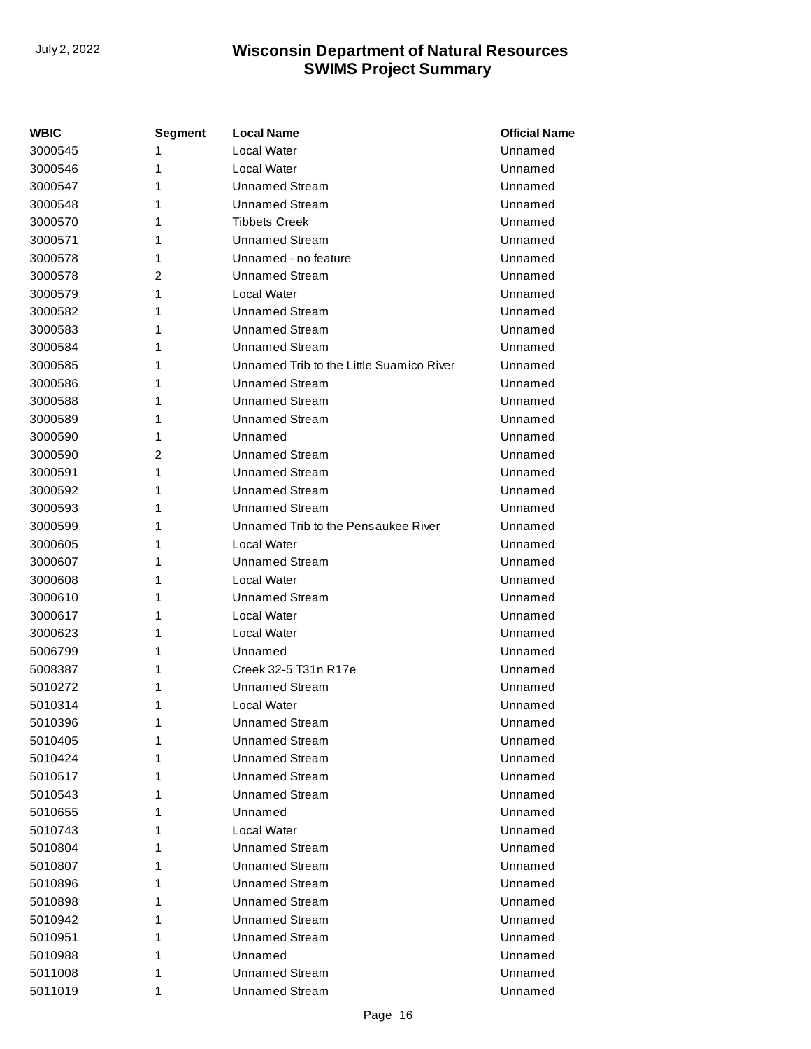| WBIC | Segment | Local Name | Official Name |
|---|---|---|---|
| 3000545 | 1 | Local Water | Unnamed |
| 3000546 | 1 | Local Water | Unnamed |
| 3000547 | 1 | Unnamed Stream | Unnamed |
| 3000548 | 1 | Unnamed Stream | Unnamed |
| 3000570 | 1 | Tibbets Creek | Unnamed |
| 3000571 | 1 | Unnamed Stream | Unnamed |
| 3000578 | 1 | Unnamed - no feature | Unnamed |
| 3000578 | 2 | Unnamed Stream | Unnamed |
| 3000579 | 1 | Local Water | Unnamed |
| 3000582 | 1 | Unnamed Stream | Unnamed |
| 3000583 | 1 | Unnamed Stream | Unnamed |
| 3000584 | 1 | Unnamed Stream | Unnamed |
| 3000585 | 1 | Unnamed Trib to the Little Suamico River | Unnamed |
| 3000586 | 1 | Unnamed Stream | Unnamed |
| 3000588 | 1 | Unnamed Stream | Unnamed |
| 3000589 | 1 | Unnamed Stream | Unnamed |
| 3000590 | 1 | Unnamed | Unnamed |
| 3000590 | 2 | Unnamed Stream | Unnamed |
| 3000591 | 1 | Unnamed Stream | Unnamed |
| 3000592 | 1 | Unnamed Stream | Unnamed |
| 3000593 | 1 | Unnamed Stream | Unnamed |
| 3000599 | 1 | Unnamed Trib to the Pensaukee River | Unnamed |
| 3000605 | 1 | Local Water | Unnamed |
| 3000607 | 1 | Unnamed Stream | Unnamed |
| 3000608 | 1 | Local Water | Unnamed |
| 3000610 | 1 | Unnamed Stream | Unnamed |
| 3000617 | 1 | Local Water | Unnamed |
| 3000623 | 1 | Local Water | Unnamed |
| 5006799 | 1 | Unnamed | Unnamed |
| 5008387 | 1 | Creek 32-5 T31n R17e | Unnamed |
| 5010272 | 1 | Unnamed Stream | Unnamed |
| 5010314 | 1 | Local Water | Unnamed |
| 5010396 | 1 | Unnamed Stream | Unnamed |
| 5010405 | 1 | Unnamed Stream | Unnamed |
| 5010424 | 1 | Unnamed Stream | Unnamed |
| 5010517 | 1 | Unnamed Stream | Unnamed |
| 5010543 | 1 | Unnamed Stream | Unnamed |
| 5010655 | 1 | Unnamed | Unnamed |
| 5010743 | 1 | Local Water | Unnamed |
| 5010804 | 1 | Unnamed Stream | Unnamed |
| 5010807 | 1 | Unnamed Stream | Unnamed |
| 5010896 | 1 | Unnamed Stream | Unnamed |
| 5010898 | 1 | Unnamed Stream | Unnamed |
| 5010942 | 1 | Unnamed Stream | Unnamed |
| 5010951 | 1 | Unnamed Stream | Unnamed |
| 5010988 | 1 | Unnamed | Unnamed |
| 5011008 | 1 | Unnamed Stream | Unnamed |
| 5011019 | 1 | Unnamed Stream | Unnamed |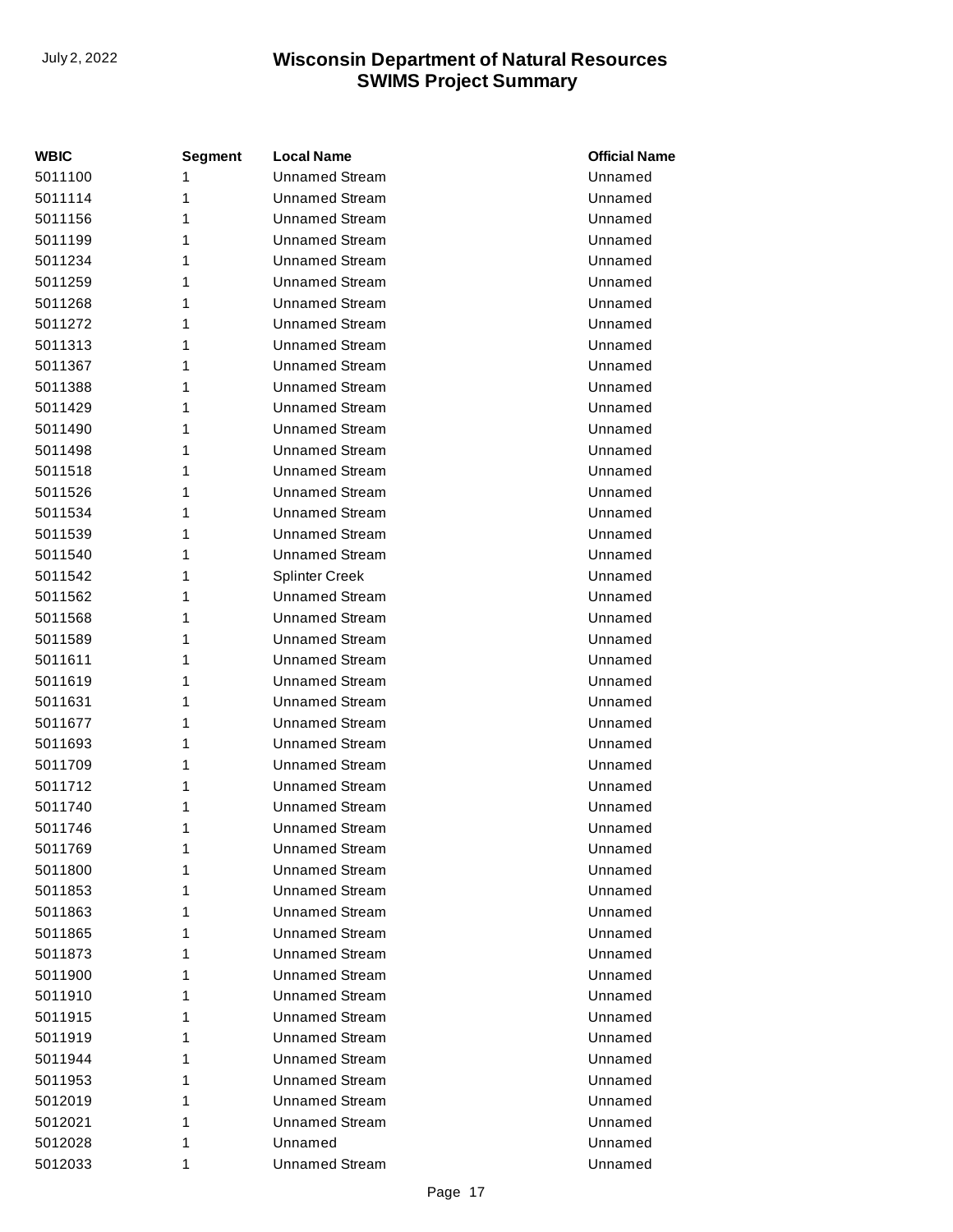| WBIC | Segment | Local Name | Official Name |
| --- | --- | --- | --- |
| 5011100 | 1 | Unnamed Stream | Unnamed |
| 5011114 | 1 | Unnamed Stream | Unnamed |
| 5011156 | 1 | Unnamed Stream | Unnamed |
| 5011199 | 1 | Unnamed Stream | Unnamed |
| 5011234 | 1 | Unnamed Stream | Unnamed |
| 5011259 | 1 | Unnamed Stream | Unnamed |
| 5011268 | 1 | Unnamed Stream | Unnamed |
| 5011272 | 1 | Unnamed Stream | Unnamed |
| 5011313 | 1 | Unnamed Stream | Unnamed |
| 5011367 | 1 | Unnamed Stream | Unnamed |
| 5011388 | 1 | Unnamed Stream | Unnamed |
| 5011429 | 1 | Unnamed Stream | Unnamed |
| 5011490 | 1 | Unnamed Stream | Unnamed |
| 5011498 | 1 | Unnamed Stream | Unnamed |
| 5011518 | 1 | Unnamed Stream | Unnamed |
| 5011526 | 1 | Unnamed Stream | Unnamed |
| 5011534 | 1 | Unnamed Stream | Unnamed |
| 5011539 | 1 | Unnamed Stream | Unnamed |
| 5011540 | 1 | Unnamed Stream | Unnamed |
| 5011542 | 1 | Splinter Creek | Unnamed |
| 5011562 | 1 | Unnamed Stream | Unnamed |
| 5011568 | 1 | Unnamed Stream | Unnamed |
| 5011589 | 1 | Unnamed Stream | Unnamed |
| 5011611 | 1 | Unnamed Stream | Unnamed |
| 5011619 | 1 | Unnamed Stream | Unnamed |
| 5011631 | 1 | Unnamed Stream | Unnamed |
| 5011677 | 1 | Unnamed Stream | Unnamed |
| 5011693 | 1 | Unnamed Stream | Unnamed |
| 5011709 | 1 | Unnamed Stream | Unnamed |
| 5011712 | 1 | Unnamed Stream | Unnamed |
| 5011740 | 1 | Unnamed Stream | Unnamed |
| 5011746 | 1 | Unnamed Stream | Unnamed |
| 5011769 | 1 | Unnamed Stream | Unnamed |
| 5011800 | 1 | Unnamed Stream | Unnamed |
| 5011853 | 1 | Unnamed Stream | Unnamed |
| 5011863 | 1 | Unnamed Stream | Unnamed |
| 5011865 | 1 | Unnamed Stream | Unnamed |
| 5011873 | 1 | Unnamed Stream | Unnamed |
| 5011900 | 1 | Unnamed Stream | Unnamed |
| 5011910 | 1 | Unnamed Stream | Unnamed |
| 5011915 | 1 | Unnamed Stream | Unnamed |
| 5011919 | 1 | Unnamed Stream | Unnamed |
| 5011944 | 1 | Unnamed Stream | Unnamed |
| 5011953 | 1 | Unnamed Stream | Unnamed |
| 5012019 | 1 | Unnamed Stream | Unnamed |
| 5012021 | 1 | Unnamed Stream | Unnamed |
| 5012028 | 1 | Unnamed | Unnamed |
| 5012033 | 1 | Unnamed Stream | Unnamed |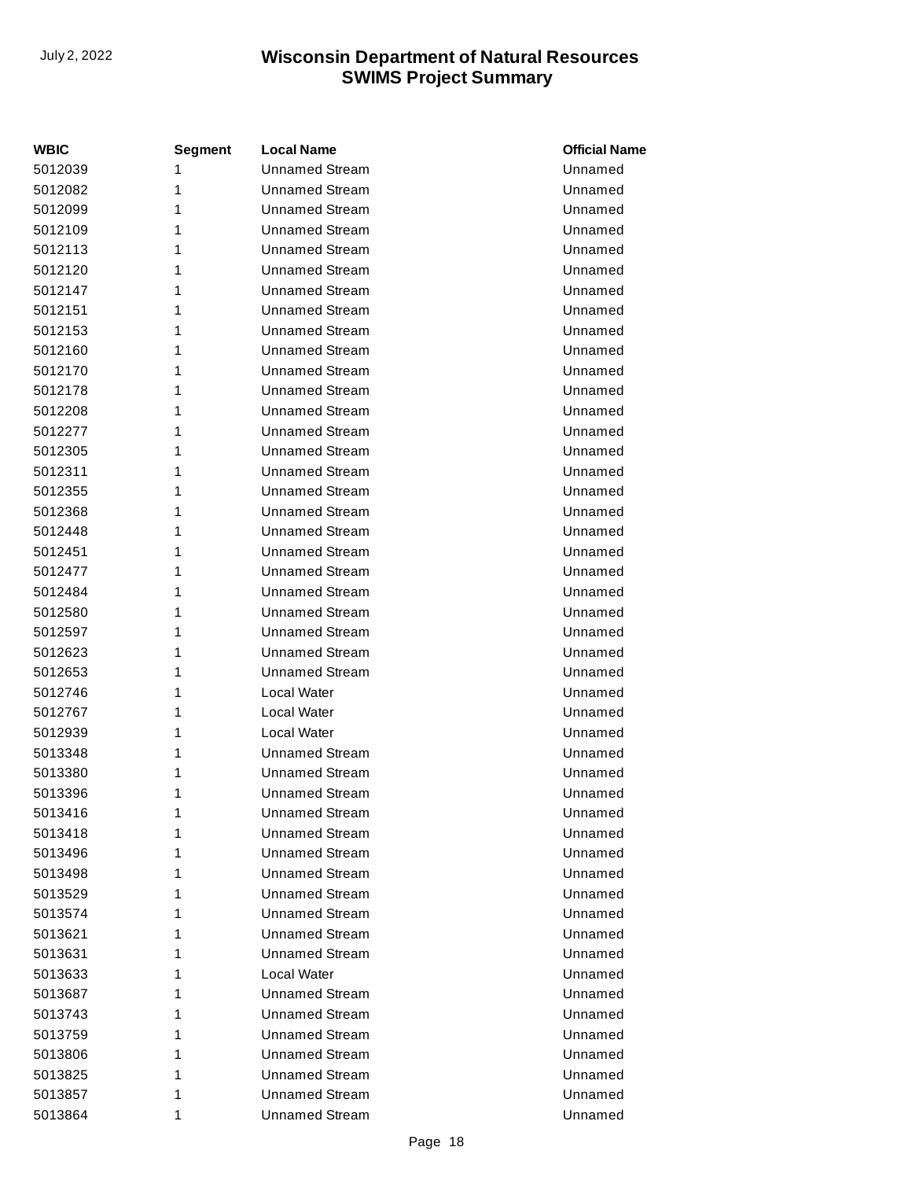| WBIC | Segment | Local Name | Official Name |
|---|---|---|---|
| 5012039 | 1 | Unnamed Stream | Unnamed |
| 5012082 | 1 | Unnamed Stream | Unnamed |
| 5012099 | 1 | Unnamed Stream | Unnamed |
| 5012109 | 1 | Unnamed Stream | Unnamed |
| 5012113 | 1 | Unnamed Stream | Unnamed |
| 5012120 | 1 | Unnamed Stream | Unnamed |
| 5012147 | 1 | Unnamed Stream | Unnamed |
| 5012151 | 1 | Unnamed Stream | Unnamed |
| 5012153 | 1 | Unnamed Stream | Unnamed |
| 5012160 | 1 | Unnamed Stream | Unnamed |
| 5012170 | 1 | Unnamed Stream | Unnamed |
| 5012178 | 1 | Unnamed Stream | Unnamed |
| 5012208 | 1 | Unnamed Stream | Unnamed |
| 5012277 | 1 | Unnamed Stream | Unnamed |
| 5012305 | 1 | Unnamed Stream | Unnamed |
| 5012311 | 1 | Unnamed Stream | Unnamed |
| 5012355 | 1 | Unnamed Stream | Unnamed |
| 5012368 | 1 | Unnamed Stream | Unnamed |
| 5012448 | 1 | Unnamed Stream | Unnamed |
| 5012451 | 1 | Unnamed Stream | Unnamed |
| 5012477 | 1 | Unnamed Stream | Unnamed |
| 5012484 | 1 | Unnamed Stream | Unnamed |
| 5012580 | 1 | Unnamed Stream | Unnamed |
| 5012597 | 1 | Unnamed Stream | Unnamed |
| 5012623 | 1 | Unnamed Stream | Unnamed |
| 5012653 | 1 | Unnamed Stream | Unnamed |
| 5012746 | 1 | Local Water | Unnamed |
| 5012767 | 1 | Local Water | Unnamed |
| 5012939 | 1 | Local Water | Unnamed |
| 5013348 | 1 | Unnamed Stream | Unnamed |
| 5013380 | 1 | Unnamed Stream | Unnamed |
| 5013396 | 1 | Unnamed Stream | Unnamed |
| 5013416 | 1 | Unnamed Stream | Unnamed |
| 5013418 | 1 | Unnamed Stream | Unnamed |
| 5013496 | 1 | Unnamed Stream | Unnamed |
| 5013498 | 1 | Unnamed Stream | Unnamed |
| 5013529 | 1 | Unnamed Stream | Unnamed |
| 5013574 | 1 | Unnamed Stream | Unnamed |
| 5013621 | 1 | Unnamed Stream | Unnamed |
| 5013631 | 1 | Unnamed Stream | Unnamed |
| 5013633 | 1 | Local Water | Unnamed |
| 5013687 | 1 | Unnamed Stream | Unnamed |
| 5013743 | 1 | Unnamed Stream | Unnamed |
| 5013759 | 1 | Unnamed Stream | Unnamed |
| 5013806 | 1 | Unnamed Stream | Unnamed |
| 5013825 | 1 | Unnamed Stream | Unnamed |
| 5013857 | 1 | Unnamed Stream | Unnamed |
| 5013864 | 1 | Unnamed Stream | Unnamed |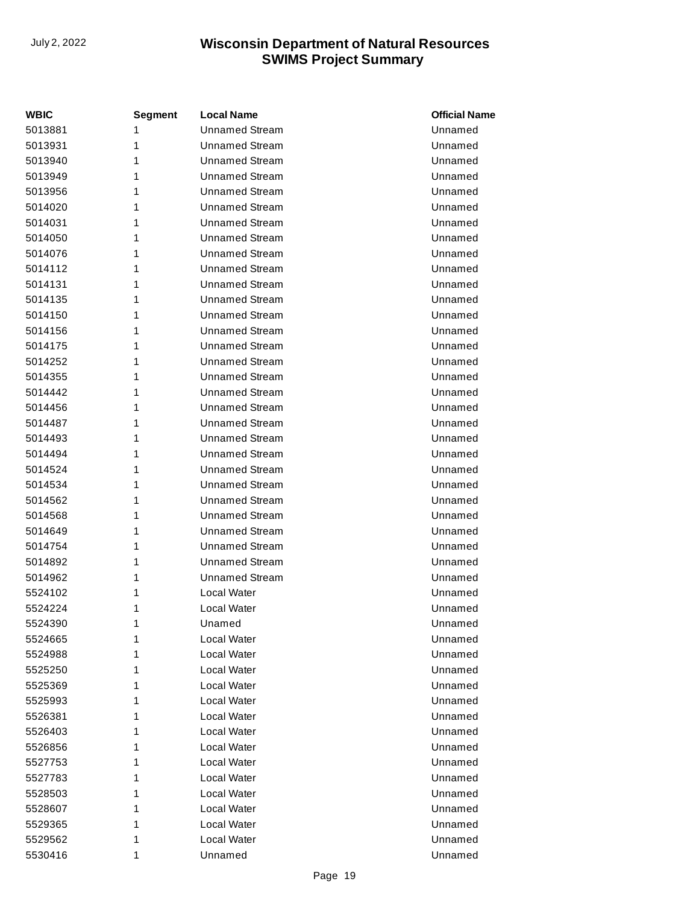| WBIC | Segment | Local Name | Official Name |
| --- | --- | --- | --- |
| 5013881 | 1 | Unnamed Stream | Unnamed |
| 5013931 | 1 | Unnamed Stream | Unnamed |
| 5013940 | 1 | Unnamed Stream | Unnamed |
| 5013949 | 1 | Unnamed Stream | Unnamed |
| 5013956 | 1 | Unnamed Stream | Unnamed |
| 5014020 | 1 | Unnamed Stream | Unnamed |
| 5014031 | 1 | Unnamed Stream | Unnamed |
| 5014050 | 1 | Unnamed Stream | Unnamed |
| 5014076 | 1 | Unnamed Stream | Unnamed |
| 5014112 | 1 | Unnamed Stream | Unnamed |
| 5014131 | 1 | Unnamed Stream | Unnamed |
| 5014135 | 1 | Unnamed Stream | Unnamed |
| 5014150 | 1 | Unnamed Stream | Unnamed |
| 5014156 | 1 | Unnamed Stream | Unnamed |
| 5014175 | 1 | Unnamed Stream | Unnamed |
| 5014252 | 1 | Unnamed Stream | Unnamed |
| 5014355 | 1 | Unnamed Stream | Unnamed |
| 5014442 | 1 | Unnamed Stream | Unnamed |
| 5014456 | 1 | Unnamed Stream | Unnamed |
| 5014487 | 1 | Unnamed Stream | Unnamed |
| 5014493 | 1 | Unnamed Stream | Unnamed |
| 5014494 | 1 | Unnamed Stream | Unnamed |
| 5014524 | 1 | Unnamed Stream | Unnamed |
| 5014534 | 1 | Unnamed Stream | Unnamed |
| 5014562 | 1 | Unnamed Stream | Unnamed |
| 5014568 | 1 | Unnamed Stream | Unnamed |
| 5014649 | 1 | Unnamed Stream | Unnamed |
| 5014754 | 1 | Unnamed Stream | Unnamed |
| 5014892 | 1 | Unnamed Stream | Unnamed |
| 5014962 | 1 | Unnamed Stream | Unnamed |
| 5524102 | 1 | Local Water | Unnamed |
| 5524224 | 1 | Local Water | Unnamed |
| 5524390 | 1 | Unamed | Unnamed |
| 5524665 | 1 | Local Water | Unnamed |
| 5524988 | 1 | Local Water | Unnamed |
| 5525250 | 1 | Local Water | Unnamed |
| 5525369 | 1 | Local Water | Unnamed |
| 5525993 | 1 | Local Water | Unnamed |
| 5526381 | 1 | Local Water | Unnamed |
| 5526403 | 1 | Local Water | Unnamed |
| 5526856 | 1 | Local Water | Unnamed |
| 5527753 | 1 | Local Water | Unnamed |
| 5527783 | 1 | Local Water | Unnamed |
| 5528503 | 1 | Local Water | Unnamed |
| 5528607 | 1 | Local Water | Unnamed |
| 5529365 | 1 | Local Water | Unnamed |
| 5529562 | 1 | Local Water | Unnamed |
| 5530416 | 1 | Unamed | Unnamed |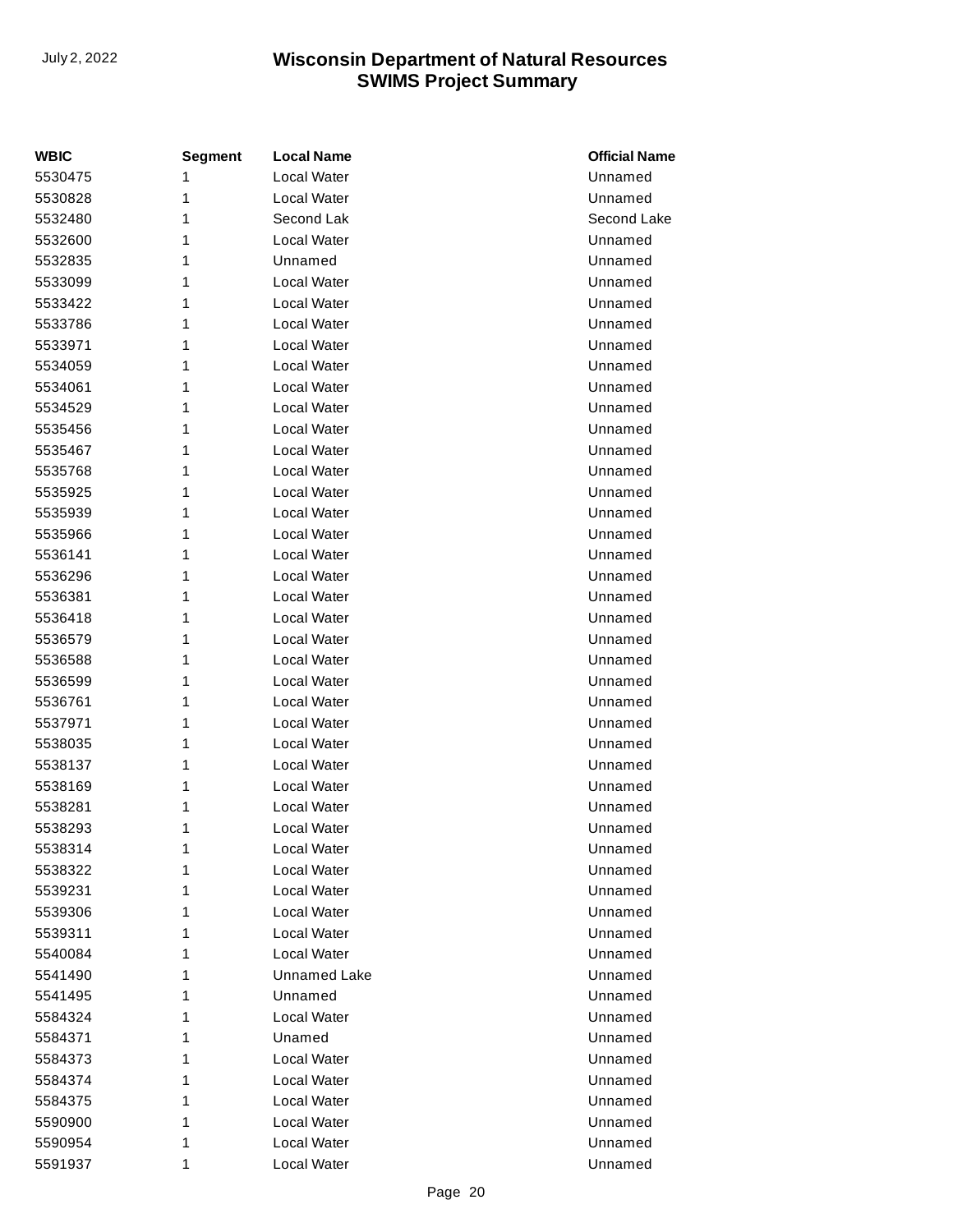| WBIC | Segment | Local Name | Official Name |
| --- | --- | --- | --- |
| 5530475 | 1 | Local Water | Unnamed |
| 5530828 | 1 | Local Water | Unnamed |
| 5532480 | 1 | Second Lak | Second Lake |
| 5532600 | 1 | Local Water | Unnamed |
| 5532835 | 1 | Unnamed | Unnamed |
| 5533099 | 1 | Local Water | Unnamed |
| 5533422 | 1 | Local Water | Unnamed |
| 5533786 | 1 | Local Water | Unnamed |
| 5533971 | 1 | Local Water | Unnamed |
| 5534059 | 1 | Local Water | Unnamed |
| 5534061 | 1 | Local Water | Unnamed |
| 5534529 | 1 | Local Water | Unnamed |
| 5535456 | 1 | Local Water | Unnamed |
| 5535467 | 1 | Local Water | Unnamed |
| 5535768 | 1 | Local Water | Unnamed |
| 5535925 | 1 | Local Water | Unnamed |
| 5535939 | 1 | Local Water | Unnamed |
| 5535966 | 1 | Local Water | Unnamed |
| 5536141 | 1 | Local Water | Unnamed |
| 5536296 | 1 | Local Water | Unnamed |
| 5536381 | 1 | Local Water | Unnamed |
| 5536418 | 1 | Local Water | Unnamed |
| 5536579 | 1 | Local Water | Unnamed |
| 5536588 | 1 | Local Water | Unnamed |
| 5536599 | 1 | Local Water | Unnamed |
| 5536761 | 1 | Local Water | Unnamed |
| 5537971 | 1 | Local Water | Unnamed |
| 5538035 | 1 | Local Water | Unnamed |
| 5538137 | 1 | Local Water | Unnamed |
| 5538169 | 1 | Local Water | Unnamed |
| 5538281 | 1 | Local Water | Unnamed |
| 5538293 | 1 | Local Water | Unnamed |
| 5538314 | 1 | Local Water | Unnamed |
| 5538322 | 1 | Local Water | Unnamed |
| 5539231 | 1 | Local Water | Unnamed |
| 5539306 | 1 | Local Water | Unnamed |
| 5539311 | 1 | Local Water | Unnamed |
| 5540084 | 1 | Local Water | Unnamed |
| 5541490 | 1 | Unnamed Lake | Unnamed |
| 5541495 | 1 | Unnamed | Unnamed |
| 5584324 | 1 | Local Water | Unnamed |
| 5584371 | 1 | Unamed | Unnamed |
| 5584373 | 1 | Local Water | Unnamed |
| 5584374 | 1 | Local Water | Unnamed |
| 5584375 | 1 | Local Water | Unnamed |
| 5590900 | 1 | Local Water | Unnamed |
| 5590954 | 1 | Local Water | Unnamed |
| 5591937 | 1 | Local Water | Unnamed |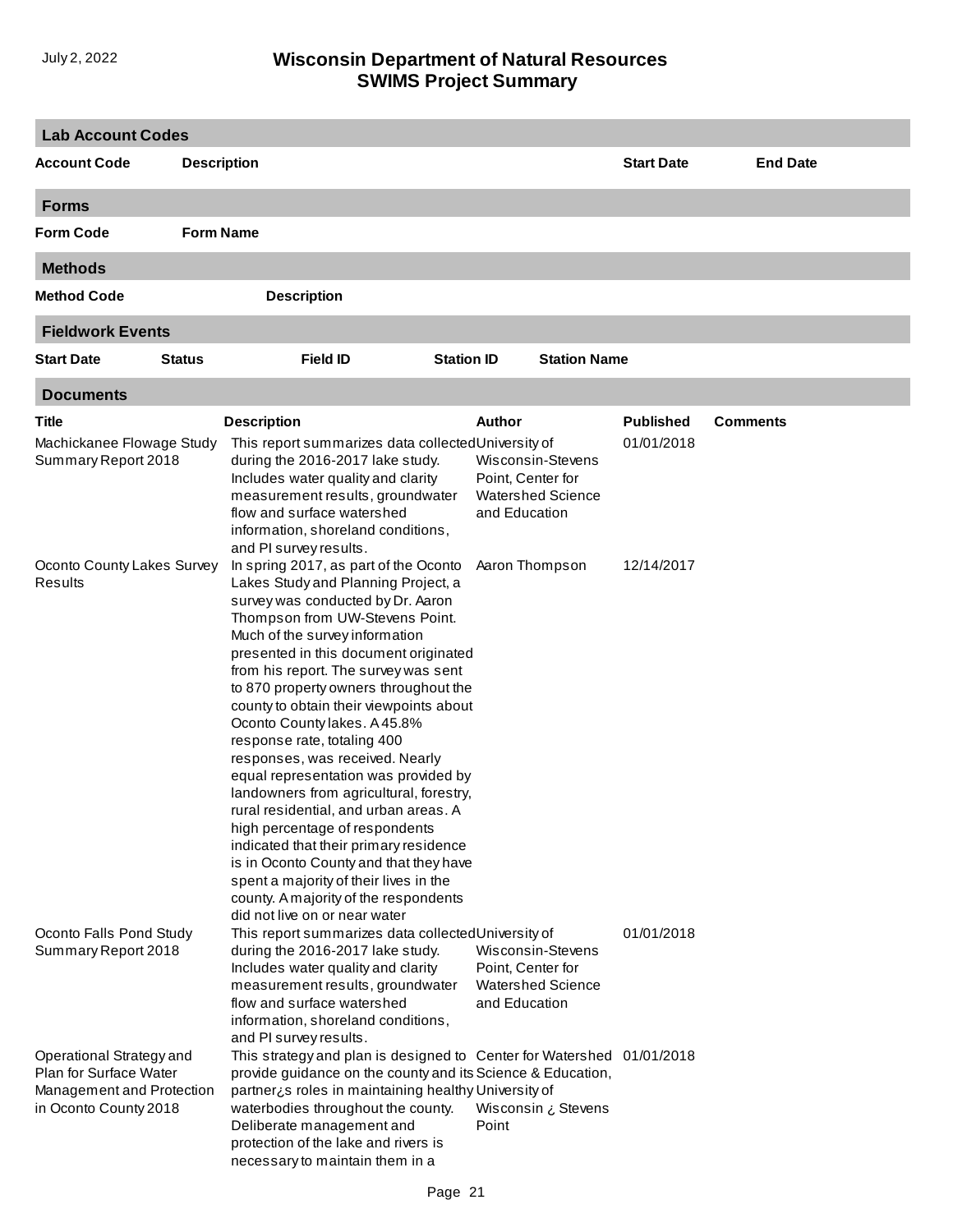## Lab Account Codes

| Account Code | Description | Start Date | End Date |
|---|---|---|---|

## Forms

| Form Code | Form Name |
|---|---|

## Methods

| Method Code | Description |
|---|---|

## Fieldwork Events

| Start Date | Status | Field ID | Station ID | Station Name |
|---|---|---|---|---|

## Documents

| Title | Description | Author | Published | Comments |
|---|---|---|---|---|
| Machickanee Flowage Study Summary Report 2018 | This report summarizes data collected during the 2016-2017 lake study. Includes water quality and clarity measurement results, groundwater flow and surface watershed information, shoreland conditions, and PI survey results. | University of Wisconsin-Stevens Point, Center for Watershed Science and Education | 01/01/2018 | |
| Oconto County Lakes Survey Results | In spring 2017, as part of the Oconto Lakes Study and Planning Project, a survey was conducted by Dr. Aaron Thompson from UW-Stevens Point. Much of the survey information presented in this document originated from his report. The survey was sent to 870 property owners throughout the county to obtain their viewpoints about Oconto County lakes. A 45.8% response rate, totaling 400 responses, was received. Nearly equal representation was provided by landowners from agricultural, forestry, rural residential, and urban areas. A high percentage of respondents indicated that their primary residence is in Oconto County and that they have spent a majority of their lives in the county. A majority of the respondents did not live on or near water | Aaron Thompson | 12/14/2017 | |
| Oconto Falls Pond Study Summary Report 2018 | This report summarizes data collected during the 2016-2017 lake study. Includes water quality and clarity measurement results, groundwater flow and surface watershed information, shoreland conditions, and PI survey results. | University of Wisconsin-Stevens Point, Center for Watershed Science and Education | 01/01/2018 | |
| Operational Strategy and Plan for Surface Water Management and Protection in Oconto County 2018 | This strategy and plan is designed to provide guidance on the county and its partner¿s roles in maintaining healthy waterbodies throughout the county. Deliberate management and protection of the lake and rivers is necessary to maintain them in a | Center for Watershed Science & Education, University of Wisconsin ¿ Stevens Point | 01/01/2018 | |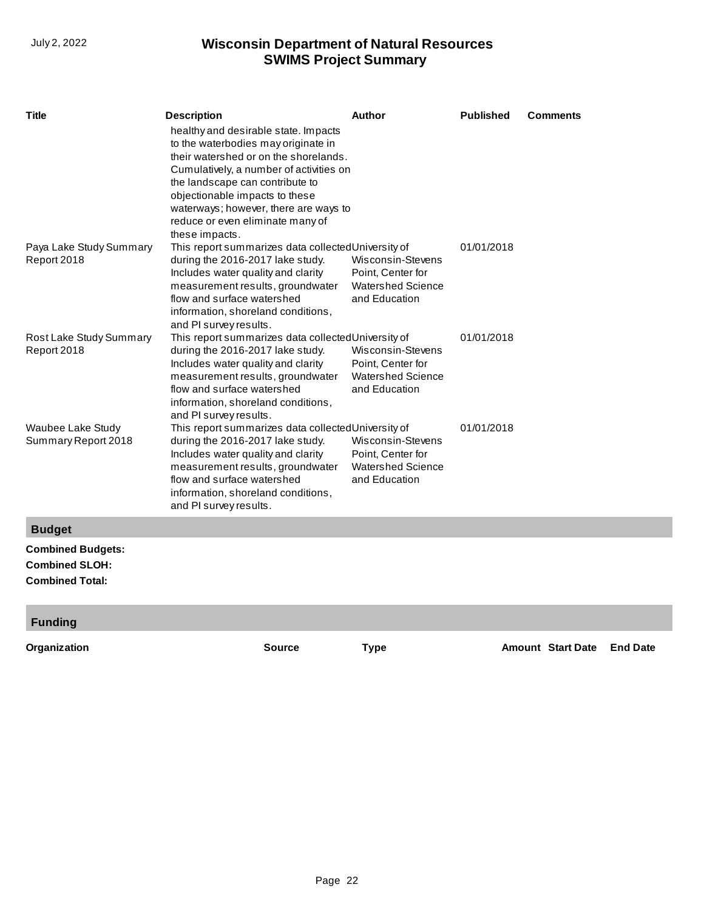| Title | Description | Author | Published | Comments |
|---|---|---|---|---|
| | healthy and desirable state. Impacts to the waterbodies may originate in their watershed or on the shorelands. Cumulatively, a number of activities on the landscape can contribute to objectionable impacts to these waterways; however, there are ways to reduce or even eliminate many of these impacts. | | | |
| Paya Lake Study Summary Report 2018 | This report summarizes data collected during the 2016-2017 lake study. Includes water quality and clarity measurement results, groundwater flow and surface watershed information, shoreland conditions, and PI survey results. | University of Wisconsin-Stevens Point, Center for Watershed Science and Education | 01/01/2018 | |
| Rost Lake Study Summary Report 2018 | This report summarizes data collected during the 2016-2017 lake study. Includes water quality and clarity measurement results, groundwater flow and surface watershed information, shoreland conditions, and PI survey results. | University of Wisconsin-Stevens Point, Center for Watershed Science and Education | 01/01/2018 | |
| Waubee Lake Study Summary Report 2018 | This report summarizes data collected during the 2016-2017 lake study. Includes water quality and clarity measurement results, groundwater flow and surface watershed information, shoreland conditions, and PI survey results. | University of Wisconsin-Stevens Point, Center for Watershed Science and Education | 01/01/2018 | |

## Budget

**Combined Budgets:**

**Combined SLOH:**

**Combined Total:**

## Funding

| Organization | Source | Type | Amount | Start Date | End Date |
|---|---|---|---|---|---|